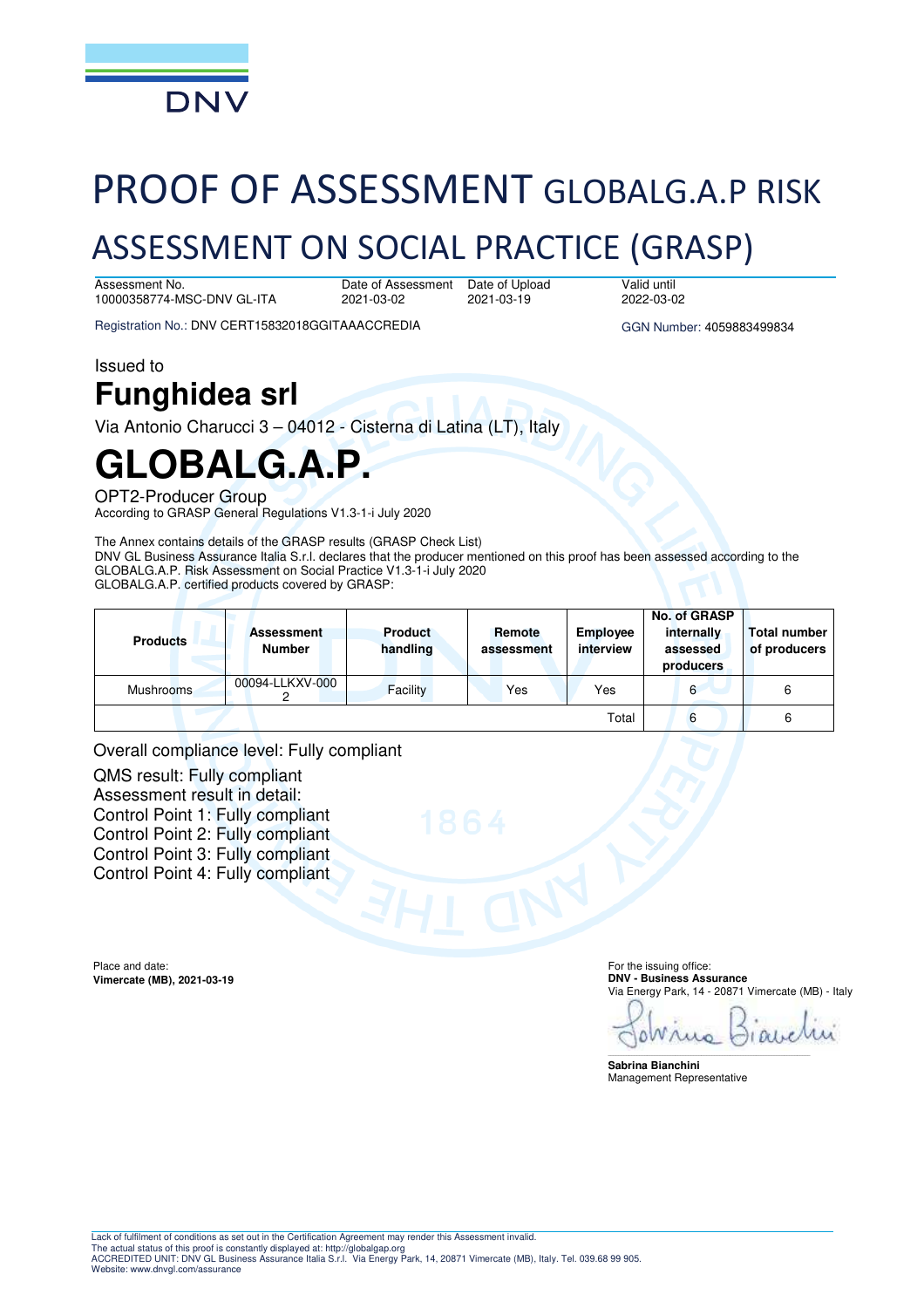DNV

# PROOF OF ASSESSMENT GLOBALG.A.P RISK ASSESSMENT ON SOCIAL PRACTICE (GRASP)

| Assessment No. | Date of Assessment | Date of Upload | Valid until |
|---|---|---|---|
| 10000358774-MSC-DNV GL-ITA | 2021-03-02 | 2021-03-19 | 2022-03-02 |

Registration No.: DNV CERT15832018GGITAAACCREDIA

GGN Number: 4059883499834

Issued to

## Funghidea srl

Via Antonio Charucci 3 – 04012 - Cisterna di Latina (LT), Italy

# GLOBALG.A.P.

OPT2-Producer Group

According to GRASP General Regulations V1.3-1-i July 2020

The Annex contains details of the GRASP results (GRASP Check List)

DNV GL Business Assurance Italia S.r.l. declares that the producer mentioned on this proof has been assessed according to the GLOBALG.A.P. Risk Assessment on Social Practice V1.3-1-i July 2020

GLOBALG.A.P. certified products covered by GRASP:

| Products | Assessment Number | Product handling | Remote assessment | Employee interview | No. of GRASP internally assessed producers | Total number of producers |
|---|---|---|---|---|---|---|
| Mushrooms | 00094-LLKXV-0002 | Facility | Yes | Yes | 6 | 6 |
| | | | | Total | 6 | 6 |

Overall compliance level: Fully compliant

QMS result: Fully compliant

Assessment result in detail:

Control Point 1: Fully compliant

Control Point 2: Fully compliant

Control Point 3: Fully compliant

Control Point 4: Fully compliant

Place and date:
**Vimercate (MB), 2021-03-19**

For the issuing office:
**DNV - Business Assurance**
Via Energy Park, 14 - 20871 Vimercate (MB) - Italy

**Sabrina Bianchini**
Management Representative

Lack of fulfilment of conditions as set out in the Certification Agreement may render this Assessment invalid.
The actual status of this proof is constantly displayed at: http://globalgap.org
ACCREDITED UNIT: DNV GL Business Assurance Italia S.r.l. Via Energy Park, 14, 20871 Vimercate (MB), Italy. Tel. 039.68 99 905.
Website: www.dnvgl.com/assurance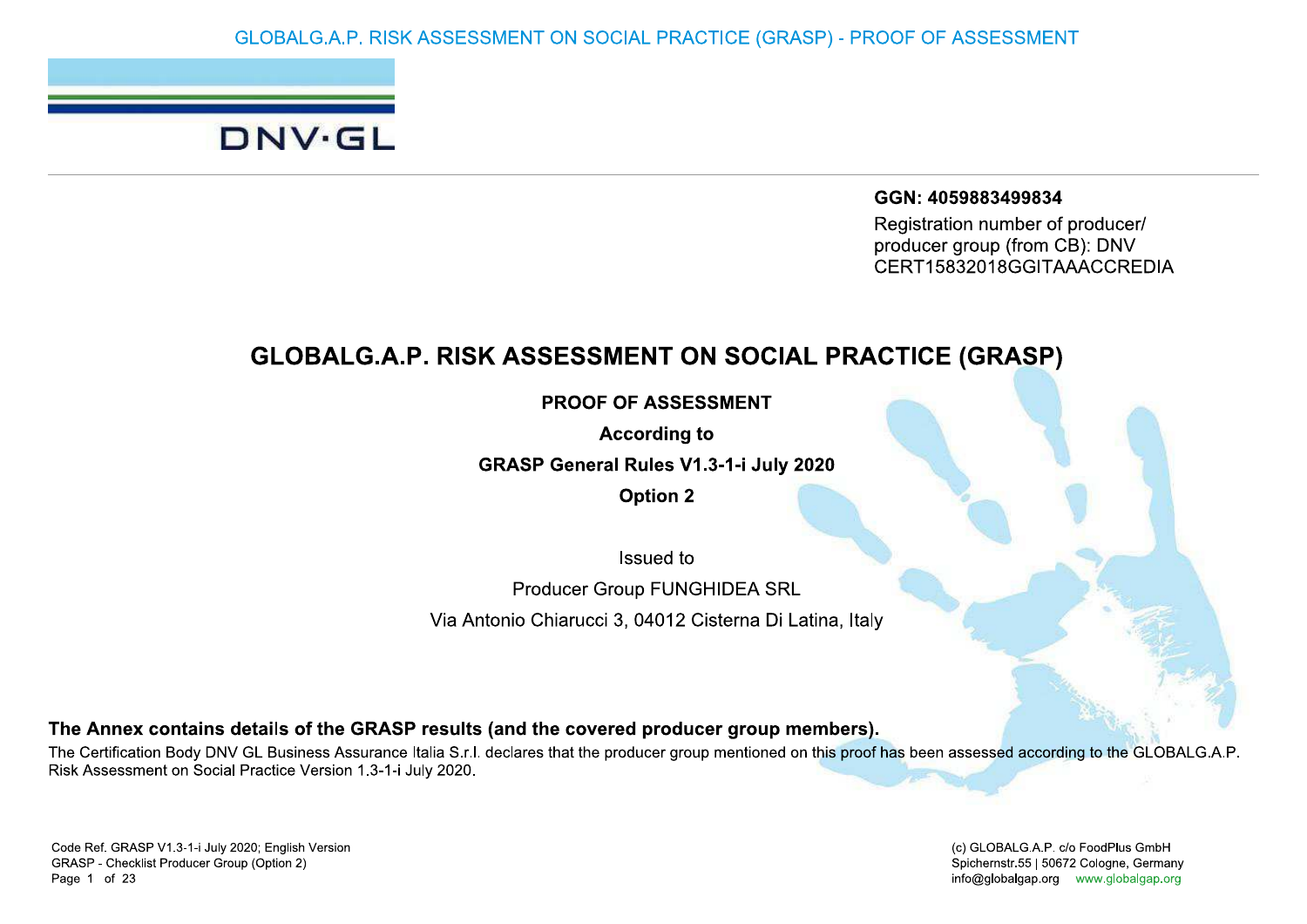**GGN: 4059883499834**

Registration number of producer/ producer group (from CB): DNV CERT15832018GGITAAACCREDIA

# GLOBALG.A.P. RISK ASSESSMENT ON SOCIAL PRACTICE (GRASP)

**PROOF OF ASSESSMENT**

**According to**

**GRASP General Rules V1.3-1-i July 2020**

**Option 2**

Issued to

Producer Group FUNGHIDEA SRL

Via Antonio Chiarucci 3, 04012 Cisterna Di Latina, Italy

**The Annex contains details of the GRASP results (and the covered producer group members).**

The Certification Body DNV GL Business Assurance Italia S.r.l. declares that the producer group mentioned on this proof has been assessed according to the GLOBALG.A.P. Risk Assessment on Social Practice Version 1.3-1-i July 2020.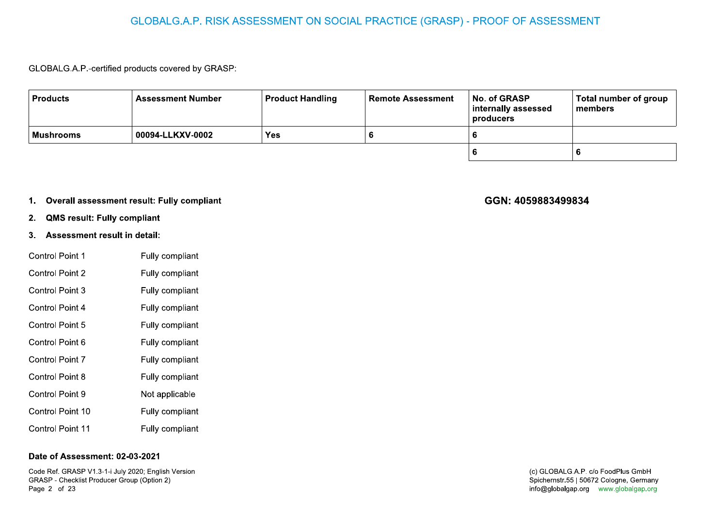# GLOBALG.A.P. RISK ASSESSMENT ON SOCIAL PRACTICE (GRASP) - PROOF OF ASSESSMENT

GLOBALG.A.P.-certified products covered by GRASP:

| Products | Assessment Number | Product Handling | Remote Assessment | No. of GRASP internally assessed producers | Total number of group members |
|---|---|---|---|---|---|
| **Mushrooms** | **00094-LLKXV-0002** | **Yes** | **6** | **6** | |
| | | | | **6** | **6** |

1. **Overall assessment result: Fully compliant**

**GGN: 4059883499834**

2. **QMS result: Fully compliant**
3. **Assessment result in detail:**

| | |
|---|---|
| Control Point 1 | Fully compliant |
| Control Point 2 | Fully compliant |
| Control Point 3 | Fully compliant |
| Control Point 4 | Fully compliant |
| Control Point 5 | Fully compliant |
| Control Point 6 | Fully compliant |
| Control Point 7 | Fully compliant |
| Control Point 8 | Fully compliant |
| Control Point 9 | Not applicable |
| Control Point 10 | Fully compliant |
| Control Point 11 | Fully compliant |

**Date of Assessment: 02-03-2021**

Code Ref. GRASP V1.3-1-i July 2020; English Version
GRASP - Checklist Producer Group (Option 2)

(c) GLOBALG.A.P. c/o FoodPlus GmbH
Spichernstr.55 | 50672 Cologne, Germany
info@globalgap.org www.globalgap.org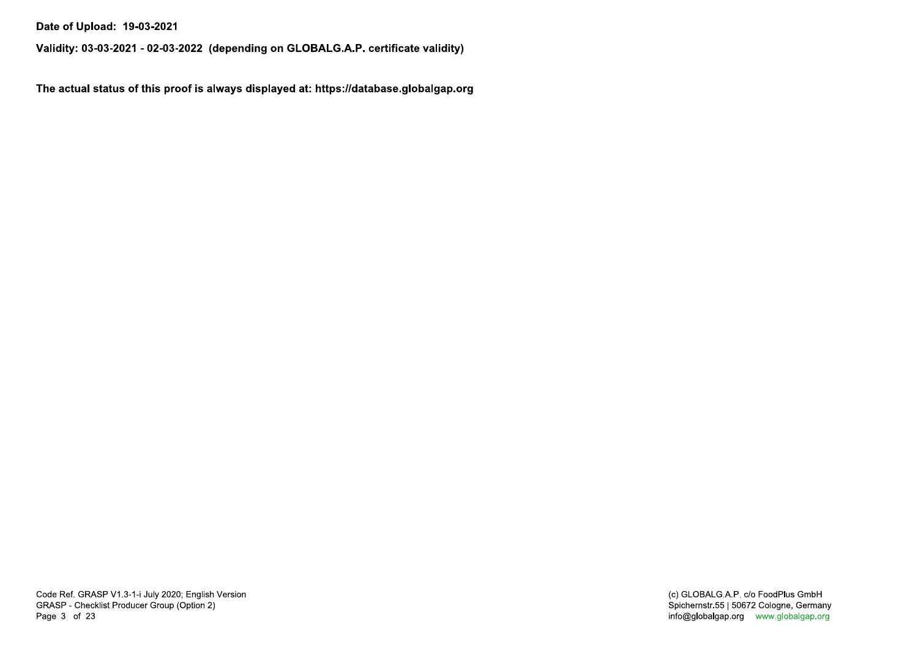**Date of Upload: 19-03-2021**

**Validity: 03-03-2021 - 02-03-2022 (depending on GLOBALG.A.P. certificate validity)**

**The actual status of this proof is always displayed at: https://database.globalgap.org**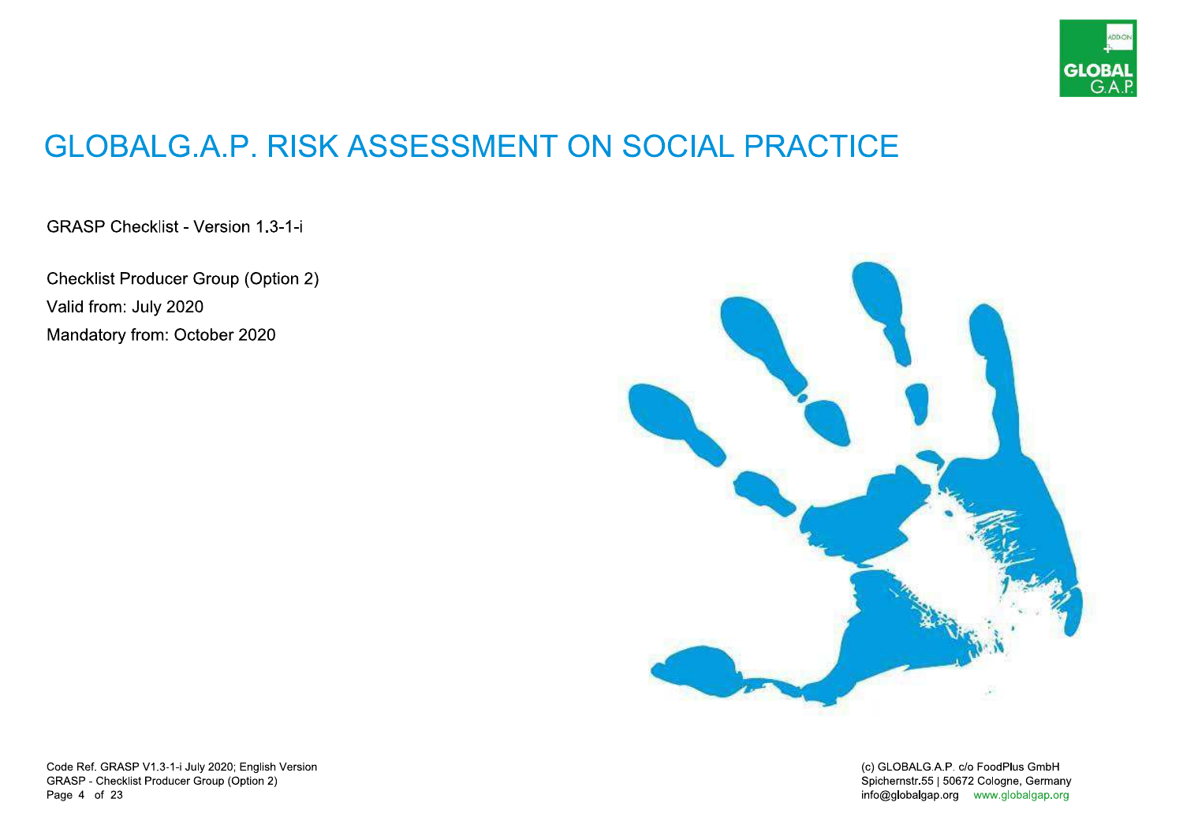# GLOBALG.A.P. RISK ASSESSMENT ON SOCIAL PRACTICE

GRASP Checklist - Version 1.3-1-i

Checklist Producer Group (Option 2)

Valid from: July 2020

Mandatory from: October 2020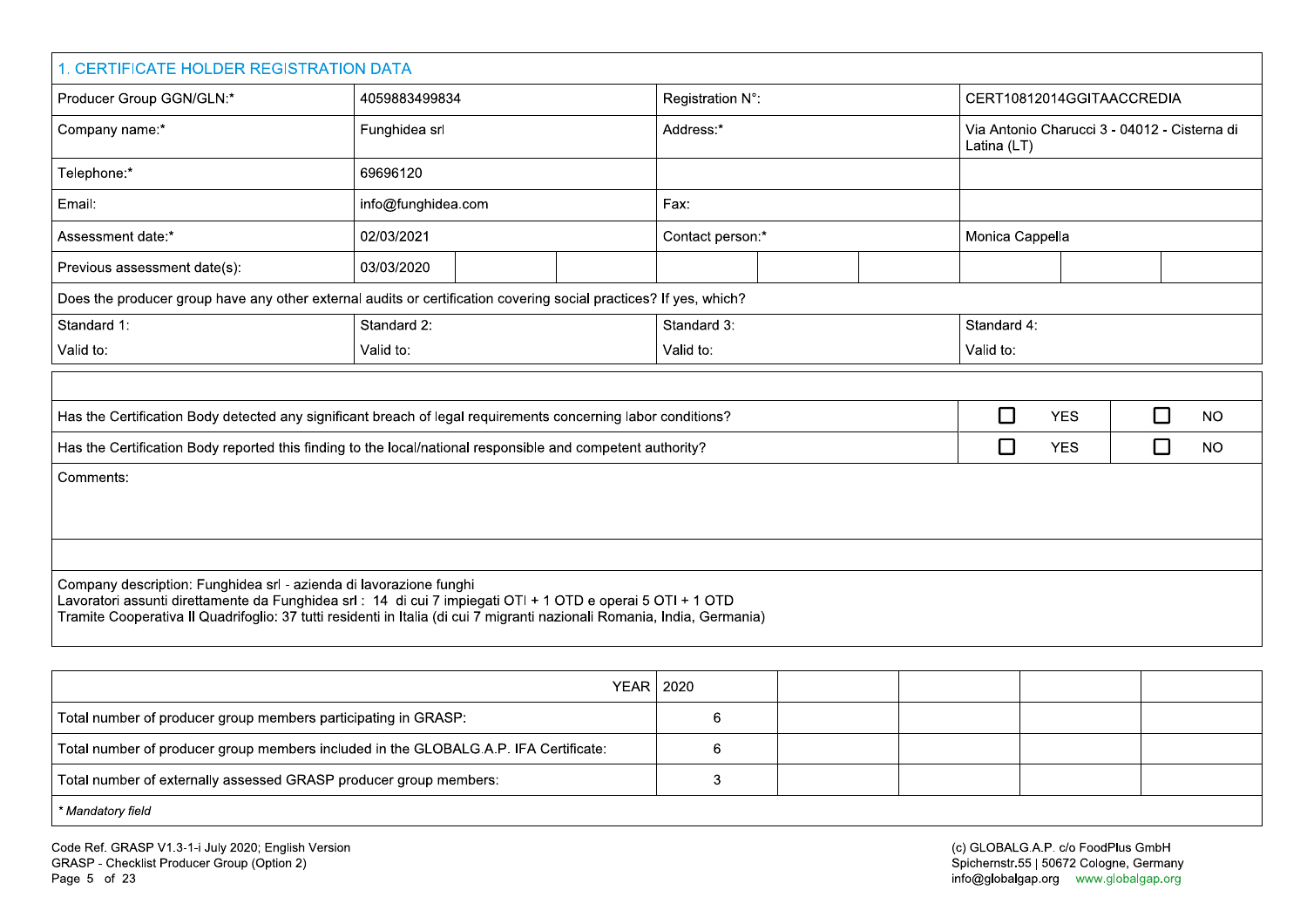## 1. CERTIFICATE HOLDER REGISTRATION DATA

| | | | | | | | | | |
|---|---|---|---|---|---|---|---|---|---|
| Producer Group GGN/GLN:* | 4059883499834 | | | Registration N°: | | | CERT10812014GGITAACCREDIA | | |
| Company name:* | Funghidea srl | | | Address:* | | | Via Antonio Charucci 3 - 04012 - Cisterna di Latina (LT) | | |
| Telephone:* | 69696120 | | | | | | | | |
| Email: | info@funghidea.com | | | Fax: | | | | | |
| Assessment date:* | 02/03/2021 | | | Contact person:* | | | Monica Cappella | | |
| Previous assessment date(s): | 03/03/2020 | | | | | | | | |

Does the producer group have any other external audits or certification covering social practices? If yes, which?

| | | | |
|---|---|---|---|
| Standard 1:<br>Valid to: | Standard 2:<br>Valid to: | Standard 3:<br>Valid to: | Standard 4:<br>Valid to: |

| | | |
|---|---|---|
| Has the Certification Body detected any significant breach of legal requirements concerning labor conditions? | ☐ YES | ☐ NO |
| Has the Certification Body reported this finding to the local/national responsible and competent authority? | ☐ YES | ☐ NO |

Comments:

Company description: Funghidea srl - azienda di lavorazione funghi
Lavoratori assunti direttamente da Funghidea srl : 14 di cui 7 impiegati OTI + 1 OTD e operai 5 OTI + 1 OTD
Tramite Cooperativa Il Quadrifoglio: 37 tutti residenti in Italia (di cui 7 migranti nazionali Romania, India, Germania)

| YEAR | 2020 | | | | |
|---|---|---|---|---|---|
| Total number of producer group members participating in GRASP: | 6 | | | | |
| Total number of producer group members included in the GLOBALG.A.P. IFA Certificate: | 6 | | | | |
| Total number of externally assessed GRASP producer group members: | 3 | | | | |

*\* Mandatory field*

Code Ref. GRASP V1.3-1-i July 2020; English Version
GRASP - Checklist Producer Group (Option 2)

(c) GLOBALG.A.P. c/o FoodPlus GmbH
Spichernstr.55 | 50672 Cologne, Germany
info@globalgap.org www.globalgap.org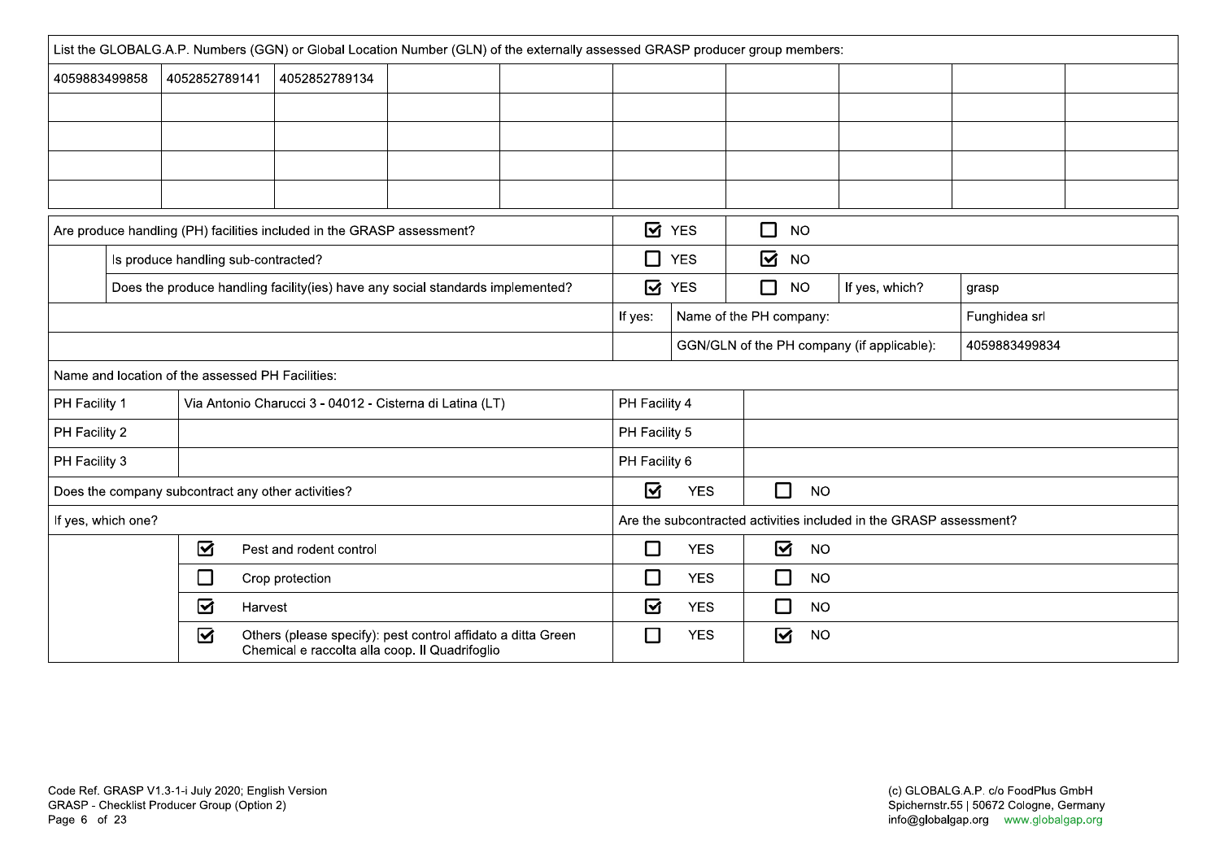| List the GLOBALG.A.P. Numbers (GGN) or Global Location Number (GLN) of the externally assessed GRASP producer group members: | | | | | | | | | |
|---|---|---|---|---|---|---|---|---|---|
| 4059883499858 | 4052852789141 | 4052852789134 | | | | | | | |
| | | | | | | | | | |
| | | | | | | | | | |
| | | | | | | | | | |
| | | | | | | | | | |

| | | | | | |
|---|---|---|---|---|---|
| Are produce handling (PH) facilities included in the GRASP assessment? | | ☑ YES | ☐ NO | | |
| | Is produce handling sub-contracted? | ☐ YES | ☑ NO | | |
| | Does the produce handling facility(ies) have any social standards implemented? | ☑ YES | ☐ NO | If yes, which? | grasp |
| | | If yes: | Name of the PH company: | | Funghidea srl |
| | | | GGN/GLN of the PH company (if applicable): | | 4059883499834 |

| Name and location of the assessed PH Facilities: | | | |
|---|---|---|---|
| PH Facility 1 | Via Antonio Charucci 3 - 04012 - Cisterna di Latina (LT) | PH Facility 4 | |
| PH Facility 2 | | PH Facility 5 | |
| PH Facility 3 | | PH Facility 6 | |

| Does the company subcontract any other activities? | | ☑ YES | ☐ NO |
|---|---|---|---|
| If yes, which one? | | Are the subcontracted activities included in the GRASP assessment? | |
| ☑ | Pest and rodent control | ☐ YES | ☑ NO |
| ☐ | Crop protection | ☐ YES | ☐ NO |
| ☑ | Harvest | ☑ YES | ☐ NO |
| ☑ | Others (please specify): pest control affidato a ditta Green Chemical e raccolta alla coop. Il Quadrifoglio | ☐ YES | ☑ NO |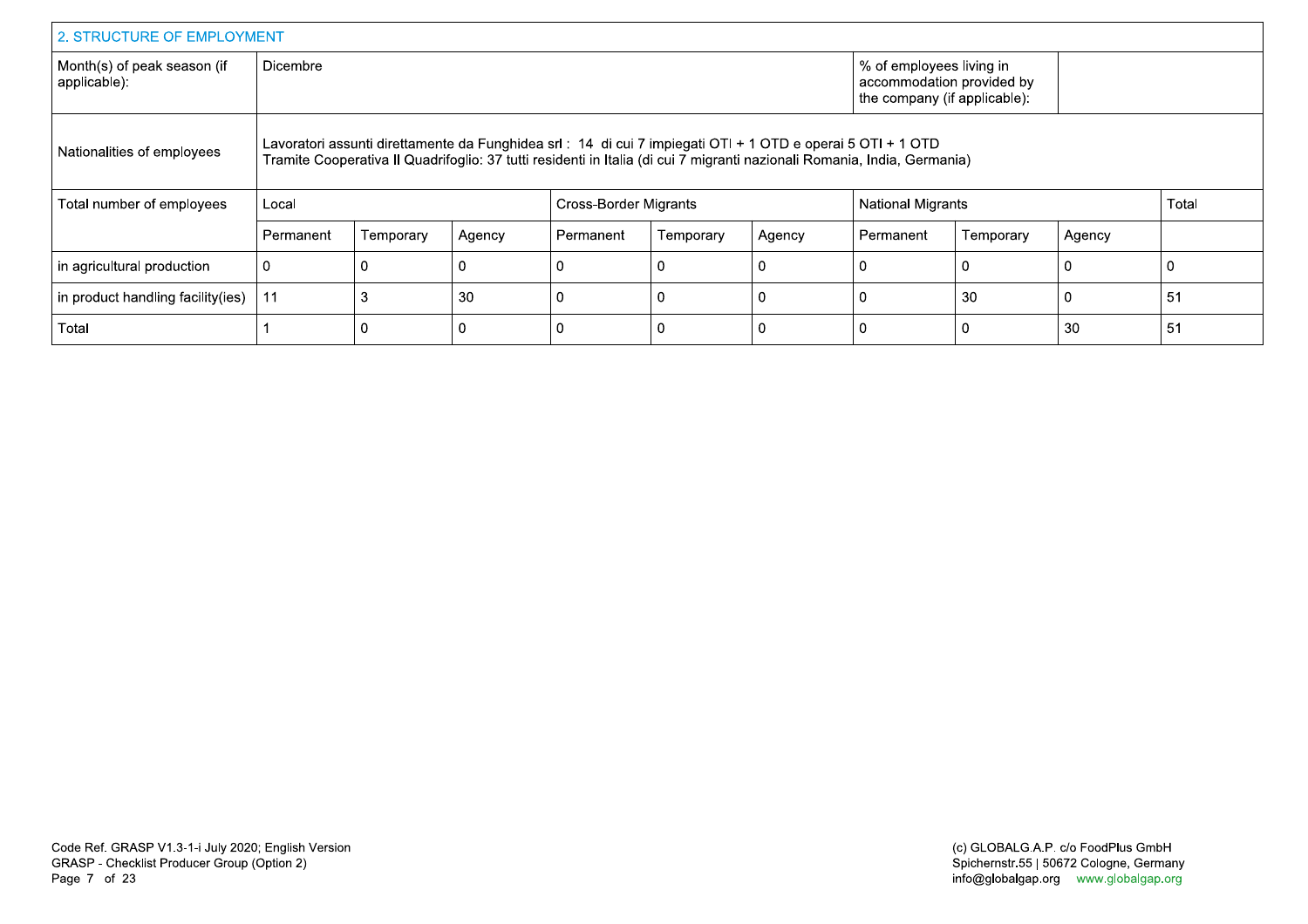## 2. STRUCTURE OF EMPLOYMENT

| Month(s) of peak season (if applicable): | Dicembre | | | | | | % of employees living in accommodation provided by the company (if applicable): | | | |
|---|---|---|---|---|---|---|---|---|---|---|
| Nationalities of employees | Lavoratori assunti direttamente da Funghidea srl : 14 di cui 7 impiegati OTI + 1 OTD e operai 5 OTI + 1 OTD<br>Tramite Cooperativa Il Quadrifoglio: 37 tutti residenti in Italia (di cui 7 migranti nazionali Romania, India, Germania) | | | | | | | | | |
| Total number of employees | Local | | | Cross-Border Migrants | | | National Migrants | | | Total |
| | Permanent | Temporary | Agency | Permanent | Temporary | Agency | Permanent | Temporary | Agency | |
| in agricultural production | 0 | 0 | 0 | 0 | 0 | 0 | 0 | 0 | 0 | 0 |
| in product handling facility(ies) | 11 | 3 | 30 | 0 | 0 | 0 | 0 | 30 | 0 | 51 |
| Total | 1 | 0 | 0 | 0 | 0 | 0 | 0 | 0 | 30 | 51 |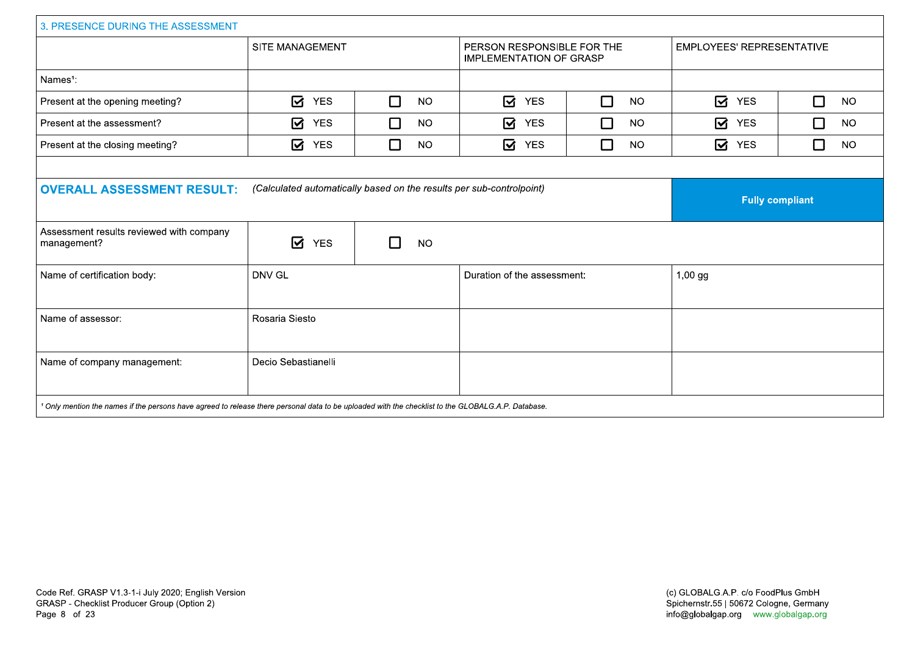## 3. PRESENCE DURING THE ASSESSMENT

| | SITE MANAGEMENT | | PERSON RESPONSIBLE FOR THE IMPLEMENTATION OF GRASP | | EMPLOYEES' REPRESENTATIVE | |
|---|---|---|---|---|---|---|
| Names[1]: | | | | | | |
| Present at the opening meeting? | ☑ YES | ☐ NO | ☑ YES | ☐ NO | ☑ YES | ☐ NO |
| Present at the assessment? | ☑ YES | ☐ NO | ☑ YES | ☐ NO | ☑ YES | ☐ NO |
| Present at the closing meeting? | ☑ YES | ☐ NO | ☑ YES | ☐ NO | ☑ YES | ☐ NO |

| | | | |
|---|---|---|---|
| **OVERALL ASSESSMENT RESULT:** | *(Calculated automatically based on the results per sub-controlpoint)* | | **Fully compliant** |
| Assessment results reviewed with company management? | ☑ YES | ☐ NO | |
| Name of certification body: | DNV GL | Duration of the assessment: | 1,00 gg |
| Name of assessor: | Rosaria Siesto | | |
| Name of company management: | Decio Sebastianelli | | |

[1] *Only mention the names if the persons have agreed to release there personal data to be uploaded with the checklist to the GLOBALG.A.P. Database.*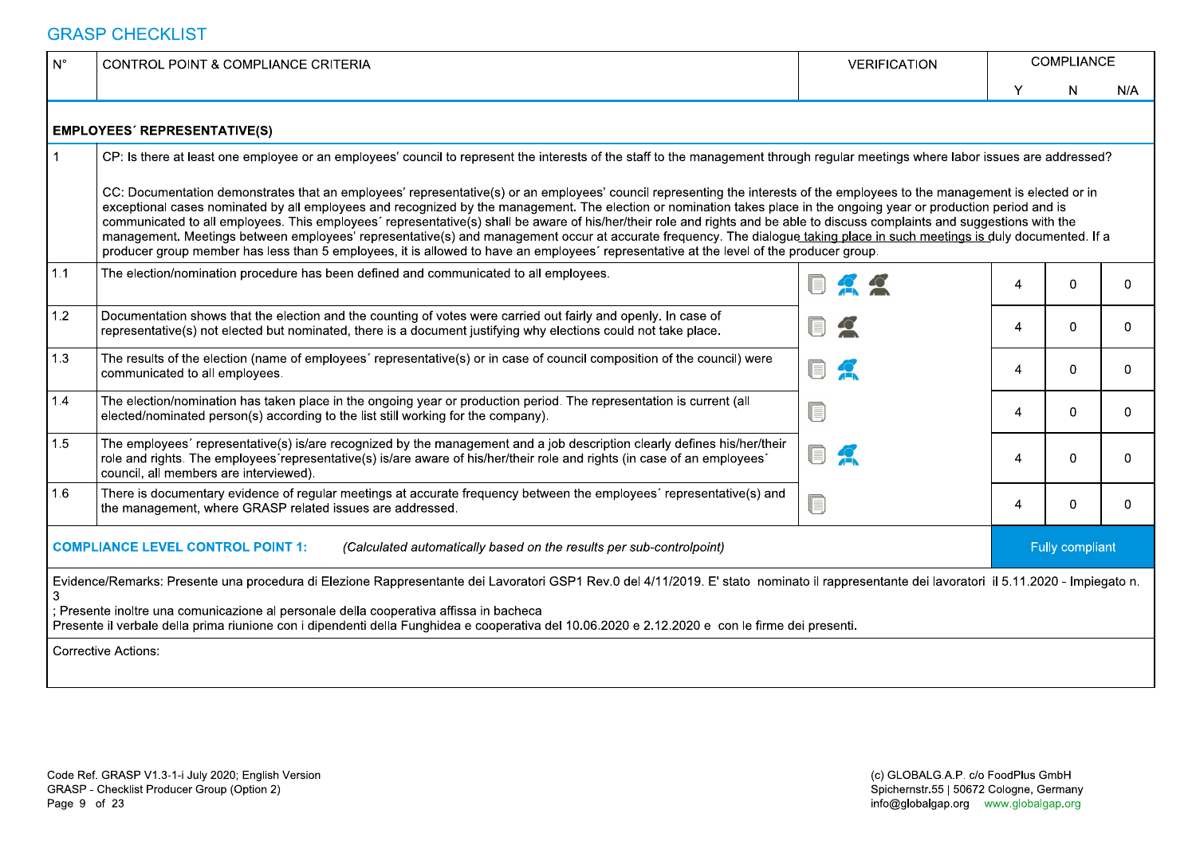## GRASP CHECKLIST

| N° | CONTROL POINT & COMPLIANCE CRITERIA | VERIFICATION | COMPLIANCE | | |
|---|---|---|---|---|---|
| | | | Y | N | N/A |
| **EMPLOYEES´ REPRESENTATIVE(S)** | | | | | |
| 1 | CP: Is there at least one employee or an employees' council to represent the interests of the staff to the management through regular meetings where labor issues are addressed?<br><br>CC: Documentation demonstrates that an employees' representative(s) or an employees' council representing the interests of the employees to the management is elected or in exceptional cases nominated by all employees and recognized by the management. The election or nomination takes place in the ongoing year or production period and is communicated to all employees. This employees´ representative(s) shall be aware of his/her/their role and rights and be able to discuss complaints and suggestions with the management. Meetings between employees' representative(s) and management occur at accurate frequency. The dialogue taking place in such meetings is duly documented. If a producer group member has less than 5 employees, it is allowed to have an employees´ representative at the level of the producer group. | | | | |
| 1.1 | The election/nomination procedure has been defined and communicated to all employees. | | 4 | 0 | 0 |
| 1.2 | Documentation shows that the election and the counting of votes were carried out fairly and openly. In case of representative(s) not elected but nominated, there is a document justifying why elections could not take place. | | 4 | 0 | 0 |
| 1.3 | The results of the election (name of employees´ representative(s) or in case of council composition of the council) were communicated to all employees. | | 4 | 0 | 0 |
| 1.4 | The election/nomination has taken place in the ongoing year or production period. The representation is current (all elected/nominated person(s) according to the list still working for the company). | | 4 | 0 | 0 |
| 1.5 | The employees´ representative(s) is/are recognized by the management and a job description clearly defines his/her/their role and rights. The employees´representative(s) is/are aware of his/her/their role and rights (in case of an employees´ council, all members are interviewed). | | 4 | 0 | 0 |
| 1.6 | There is documentary evidence of regular meetings at accurate frequency between the employees´ representative(s) and the management, where GRASP related issues are addressed. | | 4 | 0 | 0 |
| **COMPLIANCE LEVEL CONTROL POINT 1:** | *(Calculated automatically based on the results per sub-controlpoint)* | | Fully compliant | | |

Evidence/Remarks: Presente una procedura di Elezione Rappresentante dei Lavoratori GSP1 Rev.0 del 4/11/2019. E' stato nominato il rappresentante dei lavoratori il 5.11.2020 - Impiegato n. 3
; Presente inoltre una comunicazione al personale della cooperativa affissa in bacheca
Presente il verbale della prima riunione con i dipendenti della Funghidea e cooperativa del 10.06.2020 e 2.12.2020 e con le firme dei presenti.

Corrective Actions: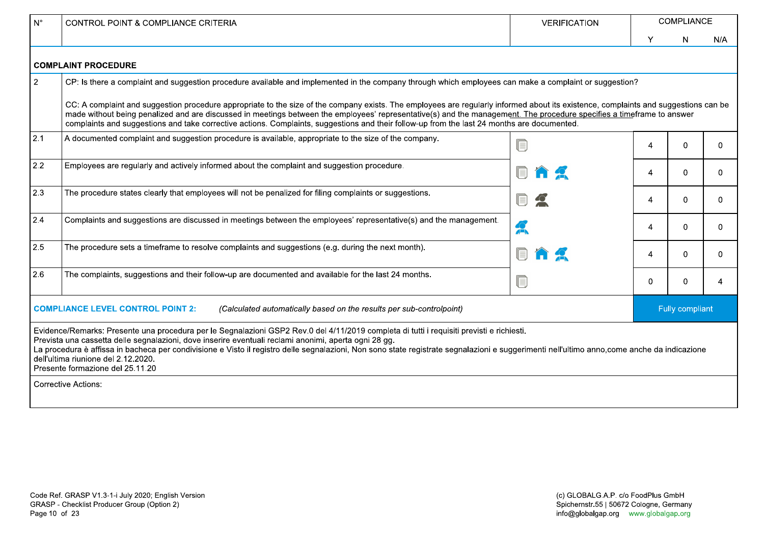| N° | CONTROL POINT & COMPLIANCE CRITERIA | VERIFICATION | COMPLIANCE | | |
|---|---|---|---|---|---|
| | | | Y | N | N/A |
| **COMPLAINT PROCEDURE** | | | | | |
| 2 | CP: Is there a complaint and suggestion procedure available and implemented in the company through which employees can make a complaint or suggestion?<br><br>CC: A complaint and suggestion procedure appropriate to the size of the company exists. The employees are regularly informed about its existence, complaints and suggestions can be made without being penalized and are discussed in meetings between the employees' representative(s) and the management. The procedure specifies a timeframe to answer complaints and suggestions and take corrective actions. Complaints, suggestions and their follow-up from the last 24 months are documented. | | | | |
| 2.1 | A documented complaint and suggestion procedure is available, appropriate to the size of the company. | | 4 | 0 | 0 |
| 2.2 | Employees are regularly and actively informed about the complaint and suggestion procedure. | | 4 | 0 | 0 |
| 2.3 | The procedure states clearly that employees will not be penalized for filing complaints or suggestions. | | 4 | 0 | 0 |
| 2.4 | Complaints and suggestions are discussed in meetings between the employees' representative(s) and the management. | | 4 | 0 | 0 |
| 2.5 | The procedure sets a timeframe to resolve complaints and suggestions (e.g. during the next month). | | 4 | 0 | 0 |
| 2.6 | The complaints, suggestions and their follow-up are documented and available for the last 24 months. | | 0 | 0 | 4 |
| **COMPLIANCE LEVEL CONTROL POINT 2:** | *(Calculated automatically based on the results per sub-controlpoint)* | | Fully compliant | | |

Evidence/Remarks: Presente una procedura per le Segnalazioni GSP2 Rev.0 del 4/11/2019 completa di tutti i requisiti previsti e richiesti.
Prevista una cassetta delle segnalazioni, dove inserire eventuali reclami anonimi, aperta ogni 28 gg.
La procedura è affissa in bacheca per condivisione e Visto il registro delle segnalazioni, Non sono state registrate segnalazioni e suggerimenti nell'ultimo anno,come anche da indicazione dell'ultima riunione del 2.12.2020.
Presente formazione del 25.11.20

Corrective Actions: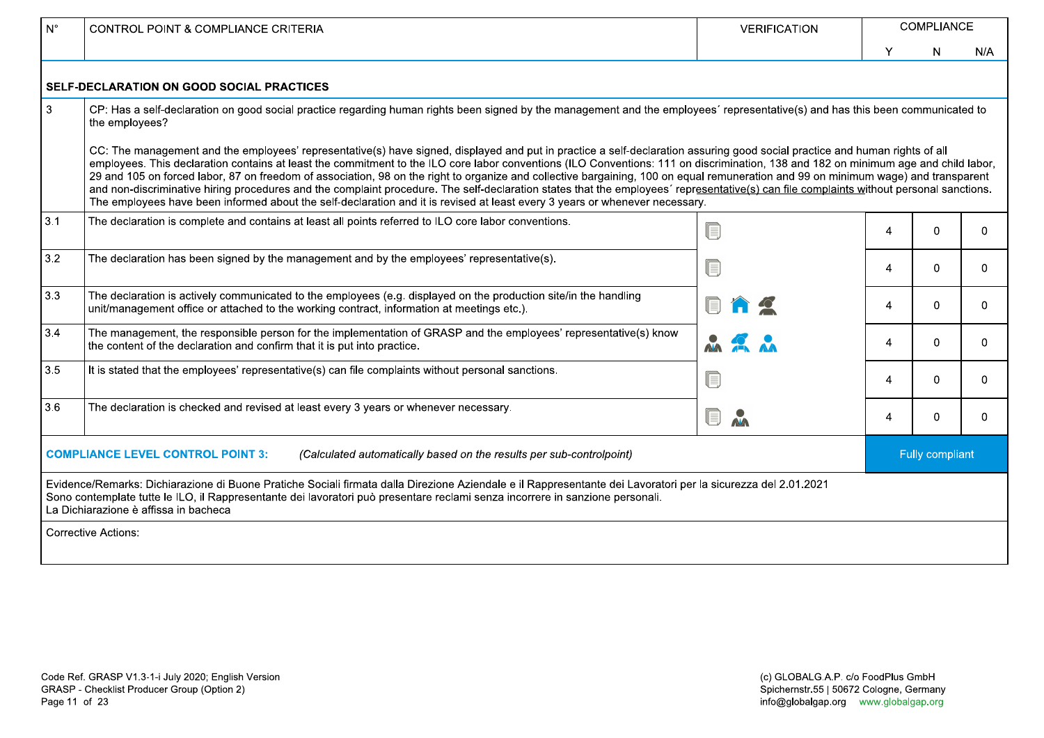| N° | CONTROL POINT & COMPLIANCE CRITERIA | VERIFICATION | COMPLIANCE | | |
|---|---|---|---|---|---|
| | | | Y | N | N/A |
| **SELF-DECLARATION ON GOOD SOCIAL PRACTICES** | | | | | |
| 3 | CP: Has a self-declaration on good social practice regarding human rights been signed by the management and the employees´ representative(s) and has this been communicated to the employees?<br><br>CC: The management and the employees' representative(s) have signed, displayed and put in practice a self-declaration assuring good social practice and human rights of all employees. This declaration contains at least the commitment to the ILO core labor conventions (ILO Conventions: 111 on discrimination, 138 and 182 on minimum age and child labor, 29 and 105 on forced labor, 87 on freedom of association, 98 on the right to organize and collective bargaining, 100 on equal remuneration and 99 on minimum wage) and transparent and non-discriminative hiring procedures and the complaint procedure. The self-declaration states that the employees´ representative(s) can file complaints without personal sanctions. The employees have been informed about the self-declaration and it is revised at least every 3 years or whenever necessary. | | | | |
| 3.1 | The declaration is complete and contains at least all points referred to ILO core labor conventions. | | 4 | 0 | 0 |
| 3.2 | The declaration has been signed by the management and by the employees' representative(s). | | 4 | 0 | 0 |
| 3.3 | The declaration is actively communicated to the employees (e.g. displayed on the production site/in the handling unit/management office or attached to the working contract, information at meetings etc.). | | 4 | 0 | 0 |
| 3.4 | The management, the responsible person for the implementation of GRASP and the employees' representative(s) know the content of the declaration and confirm that it is put into practice. | | 4 | 0 | 0 |
| 3.5 | It is stated that the employees' representative(s) can file complaints without personal sanctions. | | 4 | 0 | 0 |
| 3.6 | The declaration is checked and revised at least every 3 years or whenever necessary. | | 4 | 0 | 0 |
| **COMPLIANCE LEVEL CONTROL POINT 3:** *(Calculated automatically based on the results per sub-controlpoint)* | | | Fully compliant | | |

Evidence/Remarks: Dichiarazione di Buone Pratiche Sociali firmata dalla Direzione Aziendale e il Rappresentante dei Lavoratori per la sicurezza del 2.01.2021
Sono contemplate tutte le ILO, il Rappresentante dei lavoratori può presentare reclami senza incorrere in sanzione personali.
La Dichiarazione è affissa in bacheca

Corrective Actions: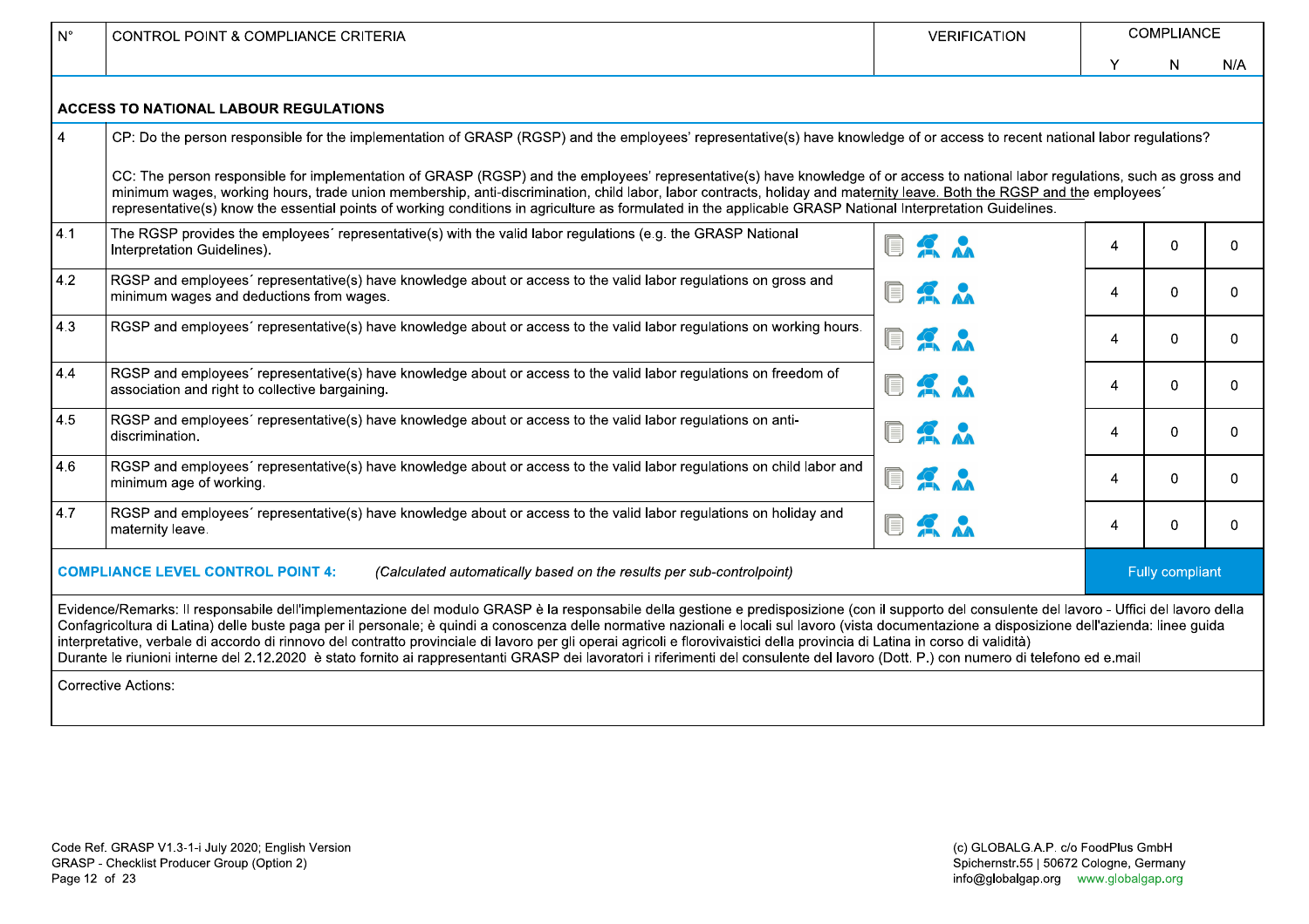| N° | CONTROL POINT & COMPLIANCE CRITERIA | VERIFICATION | COMPLIANCE | | |
|---|---|---|---|---|---|
| | | | Y | N | N/A |
| **ACCESS TO NATIONAL LABOUR REGULATIONS** | | | | | |
| 4 | CP: Do the person responsible for the implementation of GRASP (RGSP) and the employees' representative(s) have knowledge of or access to recent national labor regulations?<br><br>CC: The person responsible for implementation of GRASP (RGSP) and the employees' representative(s) have knowledge of or access to national labor regulations, such as gross and minimum wages, working hours, trade union membership, anti-discrimination, child labor, labor contracts, holiday and maternity leave. Both the RGSP and the employees´ representative(s) know the essential points of working conditions in agriculture as formulated in the applicable GRASP National Interpretation Guidelines. | | | | |
| 4.1 | The RGSP provides the employees´ representative(s) with the valid labor regulations (e.g. the GRASP National Interpretation Guidelines). | | 4 | 0 | 0 |
| 4.2 | RGSP and employees´ representative(s) have knowledge about or access to the valid labor regulations on gross and minimum wages and deductions from wages. | | 4 | 0 | 0 |
| 4.3 | RGSP and employees´ representative(s) have knowledge about or access to the valid labor regulations on working hours. | | 4 | 0 | 0 |
| 4.4 | RGSP and employees´ representative(s) have knowledge about or access to the valid labor regulations on freedom of association and right to collective bargaining. | | 4 | 0 | 0 |
| 4.5 | RGSP and employees´ representative(s) have knowledge about or access to the valid labor regulations on anti-discrimination. | | 4 | 0 | 0 |
| 4.6 | RGSP and employees´ representative(s) have knowledge about or access to the valid labor regulations on child labor and minimum age of working. | | 4 | 0 | 0 |
| 4.7 | RGSP and employees´ representative(s) have knowledge about or access to the valid labor regulations on holiday and maternity leave. | | 4 | 0 | 0 |
| **COMPLIANCE LEVEL CONTROL POINT 4:** | *(Calculated automatically based on the results per sub-controlpoint)* | | Fully compliant | | |

Evidence/Remarks: Il responsabile dell'implementazione del modulo GRASP è la responsabile della gestione e predisposizione (con il supporto del consulente del lavoro - Uffici del lavoro della Confagricoltura di Latina) delle buste paga per il personale; è quindi a conoscenza delle normative nazionali e locali sul lavoro (vista documentazione a disposizione dell'azienda: linee guida interpretative, verbale di accordo di rinnovo del contratto provinciale di lavoro per gli operai agricoli e florovivaistici della provincia di Latina in corso di validità)
Durante le riunioni interne del 2.12.2020 è stato fornito ai rappresentanti GRASP dei lavoratori i riferimenti del consulente del lavoro (Dott. P.) con numero di telefono ed e.mail

Corrective Actions: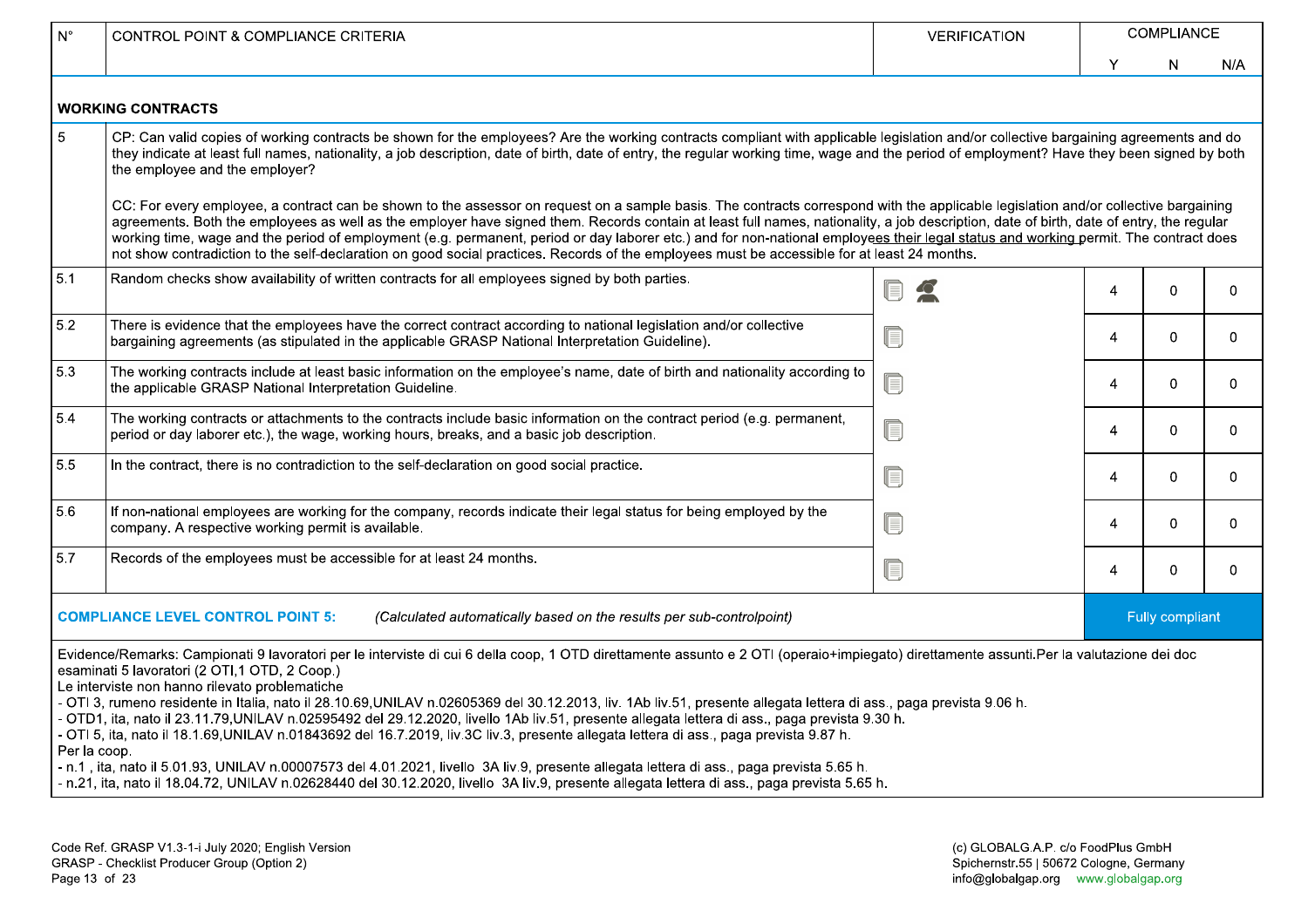| N° | CONTROL POINT & COMPLIANCE CRITERIA | VERIFICATION | COMPLIANCE | | |
|---|---|---|---|---|---|
| | | | Y | N | N/A |
| **WORKING CONTRACTS** | | | | | |
| 5 | CP: Can valid copies of working contracts be shown for the employees? Are the working contracts compliant with applicable legislation and/or collective bargaining agreements and do they indicate at least full names, nationality, a job description, date of birth, date of entry, the regular working time, wage and the period of employment? Have they been signed by both the employee and the employer?<br><br>CC: For every employee, a contract can be shown to the assessor on request on a sample basis. The contracts correspond with the applicable legislation and/or collective bargaining agreements. Both the employees as well as the employer have signed them. Records contain at least full names, nationality, a job description, date of birth, date of entry, the regular working time, wage and the period of employment (e.g. permanent, period or day laborer etc.) and for non-national employees their legal status and working permit. The contract does not show contradiction to the self-declaration on good social practices. Records of the employees must be accessible for at least 24 months. | | | | |
| 5.1 | Random checks show availability of written contracts for all employees signed by both parties. | | 4 | 0 | 0 |
| 5.2 | There is evidence that the employees have the correct contract according to national legislation and/or collective bargaining agreements (as stipulated in the applicable GRASP National Interpretation Guideline). | | 4 | 0 | 0 |
| 5.3 | The working contracts include at least basic information on the employee's name, date of birth and nationality according to the applicable GRASP National Interpretation Guideline. | | 4 | 0 | 0 |
| 5.4 | The working contracts or attachments to the contracts include basic information on the contract period (e.g. permanent, period or day laborer etc.), the wage, working hours, breaks, and a basic job description. | | 4 | 0 | 0 |
| 5.5 | In the contract, there is no contradiction to the self-declaration on good social practice. | | 4 | 0 | 0 |
| 5.6 | If non-national employees are working for the company, records indicate their legal status for being employed by the company. A respective working permit is available. | | 4 | 0 | 0 |
| 5.7 | Records of the employees must be accessible for at least 24 months. | | 4 | 0 | 0 |
| **COMPLIANCE LEVEL CONTROL POINT 5:** | *(Calculated automatically based on the results per sub-controlpoint)* | | Fully compliant | | |

Evidence/Remarks: Campionati 9 lavoratori per le interviste di cui 6 della coop, 1 OTD direttamente assunto e 2 OTI (operaio+impiegato) direttamente assunti.Per la valutazione dei doc esaminati 5 lavoratori (2 OTI,1 OTD, 2 Coop.)
Le interviste non hanno rilevato problematiche
- OTI 3, rumeno residente in Italia, nato il 28.10.69,UNILAV n.02605369 del 30.12.2013, liv. 1Ab liv.51, presente allegata lettera di ass., paga prevista 9.06 h.
- OTD1, ita, nato il 23.11.79,UNILAV n.02595492 del 29.12.2020, livello 1Ab liv.51, presente allegata lettera di ass., paga prevista 9.30 h.
- OTI 5, ita, nato il 18.1.69,UNILAV n.01843692 del 16.7.2019, liv.3C liv.3, presente allegata lettera di ass., paga prevista 9.87 h.
Per la coop.
- n.1 , ita, nato il 5.01.93, UNILAV n.00007573 del 4.01.2021, livello 3A liv.9, presente allegata lettera di ass., paga prevista 5.65 h.
- n.21, ita, nato il 18.04.72, UNILAV n.02628440 del 30.12.2020, livello 3A liv.9, presente allegata lettera di ass., paga prevista 5.65 h.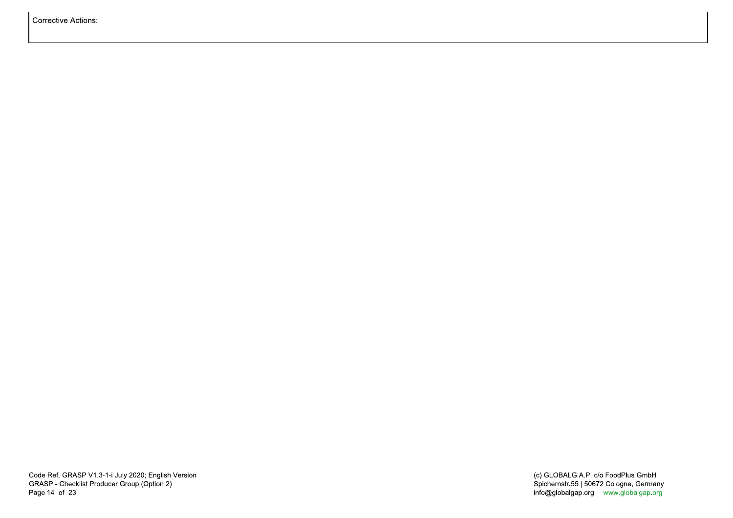| Corrective Actions: |
| --- |
| |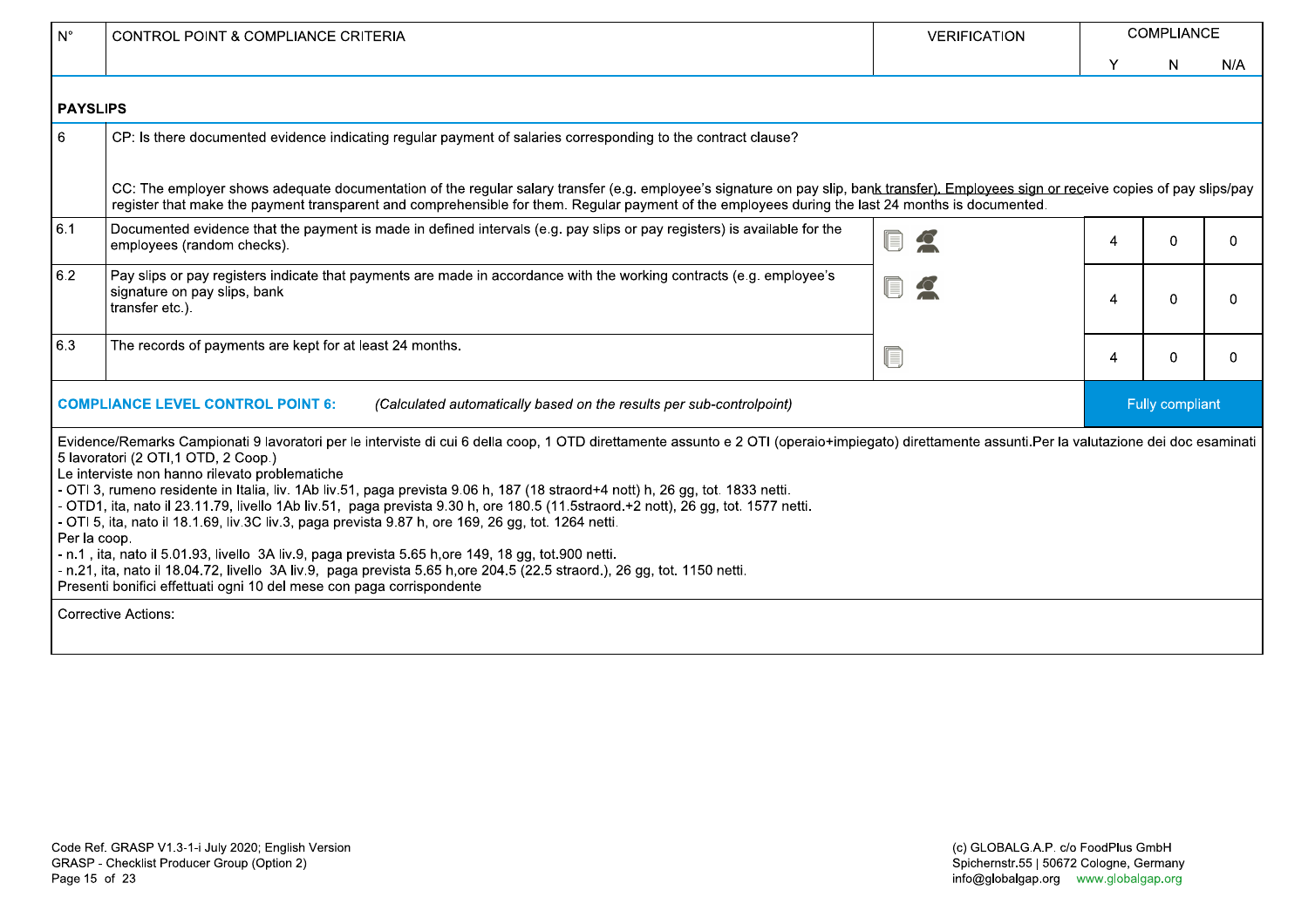| N° | CONTROL POINT & COMPLIANCE CRITERIA | VERIFICATION | COMPLIANCE | | |
|---|---|---|---|---|---|
| | | | Y | N | N/A |
| **PAYSLIPS** | | | | | |
| 6 | CP: Is there documented evidence indicating regular payment of salaries corresponding to the contract clause?<br><br>CC: The employer shows adequate documentation of the regular salary transfer (e.g. employee's signature on pay slip, bank transfer). Employees sign or receive copies of pay slips/pay register that make the payment transparent and comprehensible for them. Regular payment of the employees during the last 24 months is documented. | | | | |
| 6.1 | Documented evidence that the payment is made in defined intervals (e.g. pay slips or pay registers) is available for the employees (random checks). | | 4 | 0 | 0 |
| 6.2 | Pay slips or pay registers indicate that payments are made in accordance with the working contracts (e.g. employee's signature on pay slips, bank transfer etc.). | | 4 | 0 | 0 |
| 6.3 | The records of payments are kept for at least 24 months. | | 4 | 0 | 0 |
| **COMPLIANCE LEVEL CONTROL POINT 6:** | *(Calculated automatically based on the results per sub-controlpoint)* | | Fully compliant | | |

Evidence/Remarks Campionati 9 lavoratori per le interviste di cui 6 della coop, 1 OTD direttamente assunto e 2 OTI (operaio+impiegato) direttamente assunti.Per la valutazione dei doc esaminati 5 lavoratori (2 OTI,1 OTD, 2 Coop.)
Le interviste non hanno rilevato problematiche
- OTI 3, rumeno residente in Italia, liv. 1Ab liv.51, paga prevista 9.06 h, 187 (18 straord+4 nott) h, 26 gg, tot. 1833 netti.
- OTD1, ita, nato il 23.11.79, livello 1Ab liv.51, paga prevista 9.30 h, ore 180.5 (11.5straord.+2 nott), 26 gg, tot. 1577 netti.
- OTI 5, ita, nato il 18.1.69, liv.3C liv.3, paga prevista 9.87 h, ore 169, 26 gg, tot. 1264 netti.
Per la coop.
- n.1 , ita, nato il 5.01.93, livello 3A liv.9, paga prevista 5.65 h,ore 149, 18 gg, tot.900 netti.
- n.21, ita, nato il 18.04.72, livello 3A liv.9, paga prevista 5.65 h,ore 204.5 (22.5 straord.), 26 gg, tot. 1150 netti.
Presenti bonifici effettuati ogni 10 del mese con paga corrispondente

Corrective Actions: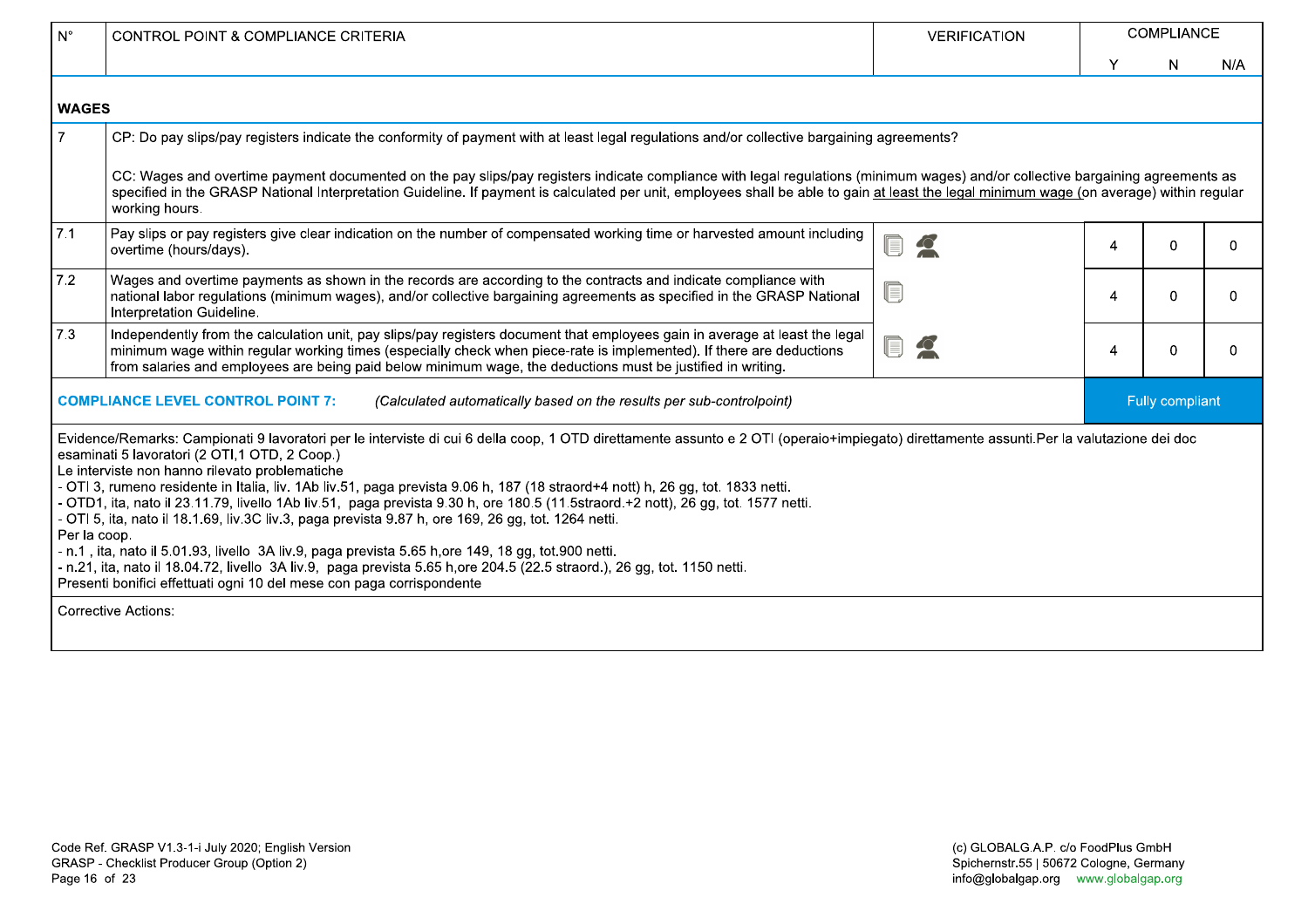| N° | CONTROL POINT & COMPLIANCE CRITERIA | VERIFICATION | COMPLIANCE | | |
|---|---|---|---|---|---|
| | | | Y | N | N/A |
| **WAGES** | | | | | |
| 7 | CP: Do pay slips/pay registers indicate the conformity of payment with at least legal regulations and/or collective bargaining agreements?<br><br>CC: Wages and overtime payment documented on the pay slips/pay registers indicate compliance with legal regulations (minimum wages) and/or collective bargaining agreements as specified in the GRASP National Interpretation Guideline. If payment is calculated per unit, employees shall be able to gain at least the legal minimum wage (on average) within regular working hours. | | | | |
| 7.1 | Pay slips or pay registers give clear indication on the number of compensated working time or harvested amount including overtime (hours/days). | | 4 | 0 | 0 |
| 7.2 | Wages and overtime payments as shown in the records are according to the contracts and indicate compliance with national labor regulations (minimum wages), and/or collective bargaining agreements as specified in the GRASP National Interpretation Guideline. | | 4 | 0 | 0 |
| 7.3 | Independently from the calculation unit, pay slips/pay registers document that employees gain in average at least the legal minimum wage within regular working times (especially check when piece-rate is implemented). If there are deductions from salaries and employees are being paid below minimum wage, the deductions must be justified in writing. | | 4 | 0 | 0 |
| | **COMPLIANCE LEVEL CONTROL POINT 7:** *(Calculated automatically based on the results per sub-controlpoint)* | | Fully compliant | | |

Evidence/Remarks: Campionati 9 lavoratori per le interviste di cui 6 della coop, 1 OTD direttamente assunto e 2 OTI (operaio+impiegato) direttamente assunti.Per la valutazione dei doc esaminati 5 lavoratori (2 OTI,1 OTD, 2 Coop.)
Le interviste non hanno rilevato problematiche
- OTI 3, rumeno residente in Italia, liv. 1Ab liv.51, paga prevista 9.06 h, 187 (18 straord+4 nott) h, 26 gg, tot. 1833 netti.
- OTD1, ita, nato il 23.11.79, livello 1Ab liv.51, paga prevista 9.30 h, ore 180.5 (11.5straord.+2 nott), 26 gg, tot. 1577 netti.
- OTI 5, ita, nato il 18.1.69, liv.3C liv.3, paga prevista 9.87 h, ore 169, 26 gg, tot. 1264 netti.
Per la coop.
- n.1 , ita, nato il 5.01.93, livello 3A liv.9, paga prevista 5.65 h,ore 149, 18 gg, tot.900 netti.
- n.21, ita, nato il 18.04.72, livello 3A liv.9, paga prevista 5.65 h,ore 204.5 (22.5 straord.), 26 gg, tot. 1150 netti.
Presenti bonifici effettuati ogni 10 del mese con paga corrispondente

Corrective Actions: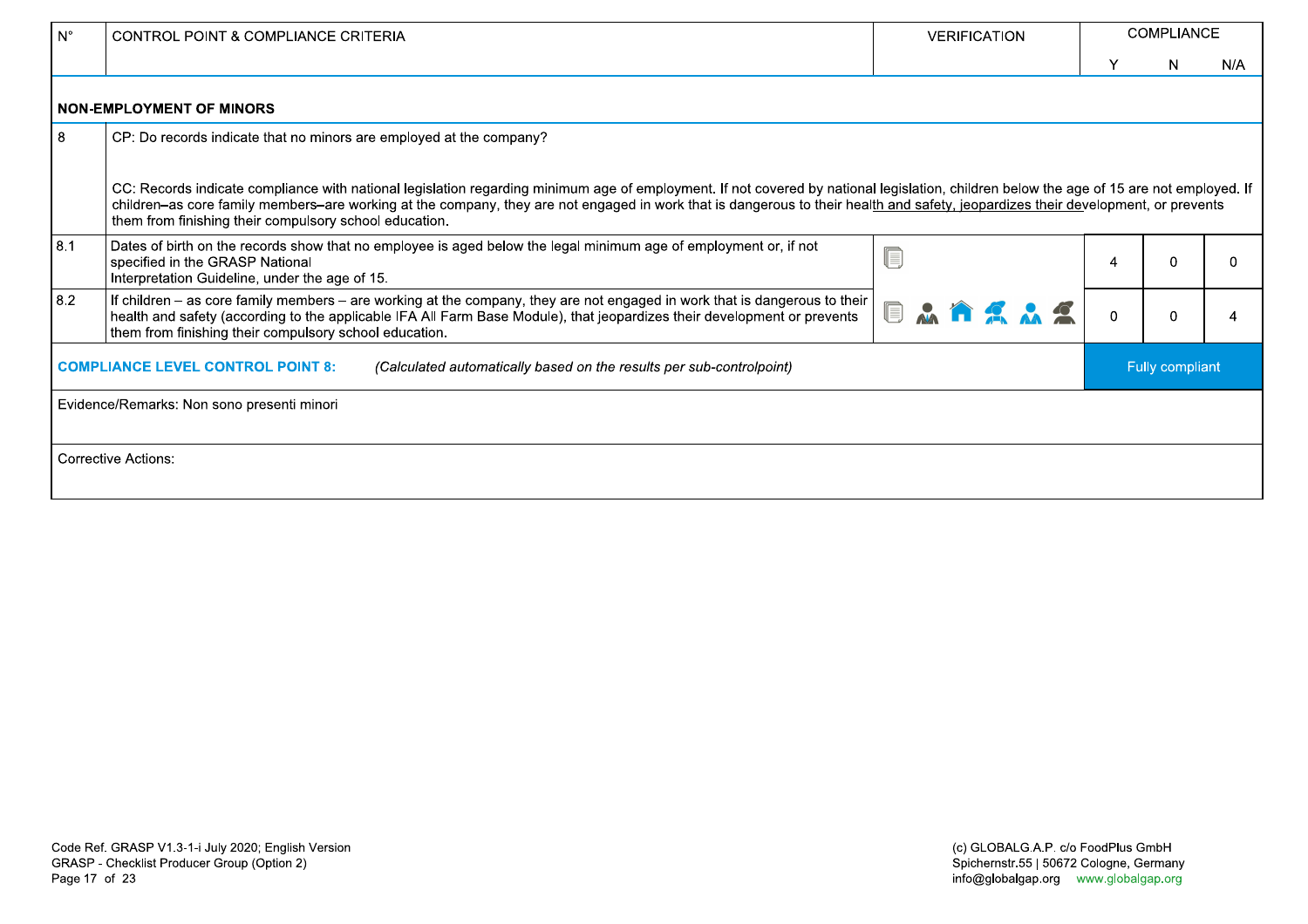| N° | CONTROL POINT & COMPLIANCE CRITERIA | VERIFICATION | COMPLIANCE | | |
|---|---|---|---|---|---|
| | | | Y | N | N/A |
| **NON-EMPLOYMENT OF MINORS** | | | | | |
| 8 | CP: Do records indicate that no minors are employed at the company?<br><br>CC: Records indicate compliance with national legislation regarding minimum age of employment. If not covered by national legislation, children below the age of 15 are not employed. If children–as core family members–are working at the company, they are not engaged in work that is dangerous to their health and safety, jeopardizes their development, or prevents them from finishing their compulsory school education. | | | | |
| 8.1 | Dates of birth on the records show that no employee is aged below the legal minimum age of employment or, if not specified in the GRASP National Interpretation Guideline, under the age of 15. | | 4 | 0 | 0 |
| 8.2 | If children – as core family members – are working at the company, they are not engaged in work that is dangerous to their health and safety (according to the applicable IFA All Farm Base Module), that jeopardizes their development or prevents them from finishing their compulsory school education. | | 0 | 0 | 4 |
| **COMPLIANCE LEVEL CONTROL POINT 8:** | *(Calculated automatically based on the results per sub-controlpoint)* | | Fully compliant | | |

Evidence/Remarks: Non sono presenti minori

Corrective Actions: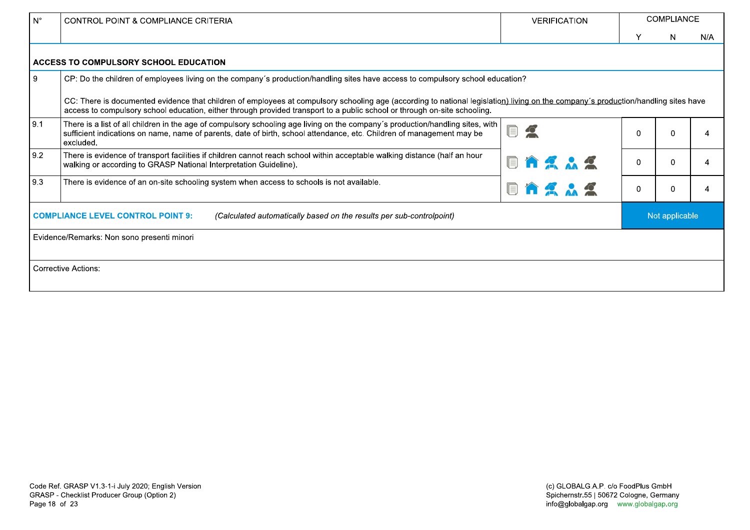| N° | CONTROL POINT & COMPLIANCE CRITERIA | VERIFICATION | COMPLIANCE | | |
|---|---|---|---|---|---|
| | | | Y | N | N/A |
| **ACCESS TO COMPULSORY SCHOOL EDUCATION** | | | | | |
| 9 | CP: Do the children of employees living on the company´s production/handling sites have access to compulsory school education?<br><br>CC: There is documented evidence that children of employees at compulsory schooling age (according to national legislation) living on the company´s production/handling sites have access to compulsory school education, either through provided transport to a public school or through on-site schooling. | | | | |
| 9.1 | There is a list of all children in the age of compulsory schooling age living on the company´s production/handling sites, with sufficient indications on name, name of parents, date of birth, school attendance, etc. Children of management may be excluded. | | 0 | 0 | 4 |
| 9.2 | There is evidence of transport facilities if children cannot reach school within acceptable walking distance (half an hour walking or according to GRASP National Interpretation Guideline). | | 0 | 0 | 4 |
| 9.3 | There is evidence of an on-site schooling system when access to schools is not available. | | 0 | 0 | 4 |
| **COMPLIANCE LEVEL CONTROL POINT 9:** | *(Calculated automatically based on the results per sub-controlpoint)* | | Not applicable | | |
| Evidence/Remarks: Non sono presenti minori | | | | | |
| Corrective Actions: | | | | | |

Code Ref. GRASP V1.3-1-i July 2020; English Version
GRASP - Checklist Producer Group (Option 2)

(c) GLOBALG.A.P. c/o FoodPlus GmbH
Spichernstr.55 | 50672 Cologne, Germany
info@globalgap.org www.globalgap.org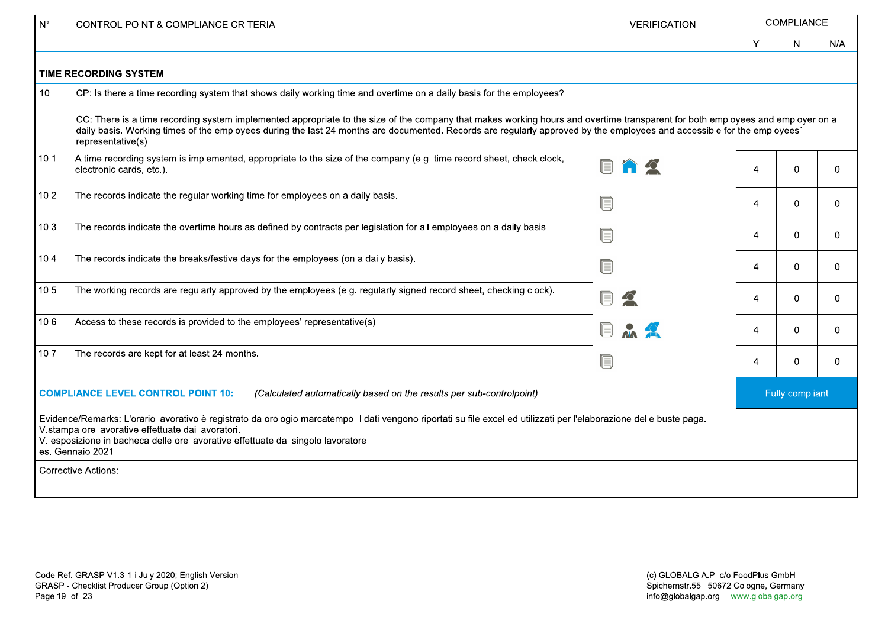| N° | CONTROL POINT & COMPLIANCE CRITERIA | VERIFICATION | COMPLIANCE | | |
|---|---|---|---|---|---|
| | | | Y | N | N/A |
| **TIME RECORDING SYSTEM** | | | | | |
| 10 | CP: Is there a time recording system that shows daily working time and overtime on a daily basis for the employees?<br><br>CC: There is a time recording system implemented appropriate to the size of the company that makes working hours and overtime transparent for both employees and employer on a daily basis. Working times of the employees during the last 24 months are documented. Records are regularly approved by the employees and accessible for the employees´ representative(s). | | | | |
| 10.1 | A time recording system is implemented, appropriate to the size of the company (e.g. time record sheet, check clock, electronic cards, etc.). | | 4 | 0 | 0 |
| 10.2 | The records indicate the regular working time for employees on a daily basis. | | 4 | 0 | 0 |
| 10.3 | The records indicate the overtime hours as defined by contracts per legislation for all employees on a daily basis. | | 4 | 0 | 0 |
| 10.4 | The records indicate the breaks/festive days for the employees (on a daily basis). | | 4 | 0 | 0 |
| 10.5 | The working records are regularly approved by the employees (e.g. regularly signed record sheet, checking clock). | | 4 | 0 | 0 |
| 10.6 | Access to these records is provided to the employees' representative(s). | | 4 | 0 | 0 |
| 10.7 | The records are kept for at least 24 months. | | 4 | 0 | 0 |
| **COMPLIANCE LEVEL CONTROL POINT 10:** | *(Calculated automatically based on the results per sub-controlpoint)* | | Fully compliant | | |

Evidence/Remarks: L'orario lavorativo è registrato da orologio marcatempo. I dati vengono riportati su file excel ed utilizzati per l'elaborazione delle buste paga.
V.stampa ore lavorative effettuate dai lavoratori.
V. esposizione in bacheca delle ore lavorative effettuate dal singolo lavoratore
es. Gennaio 2021

Corrective Actions: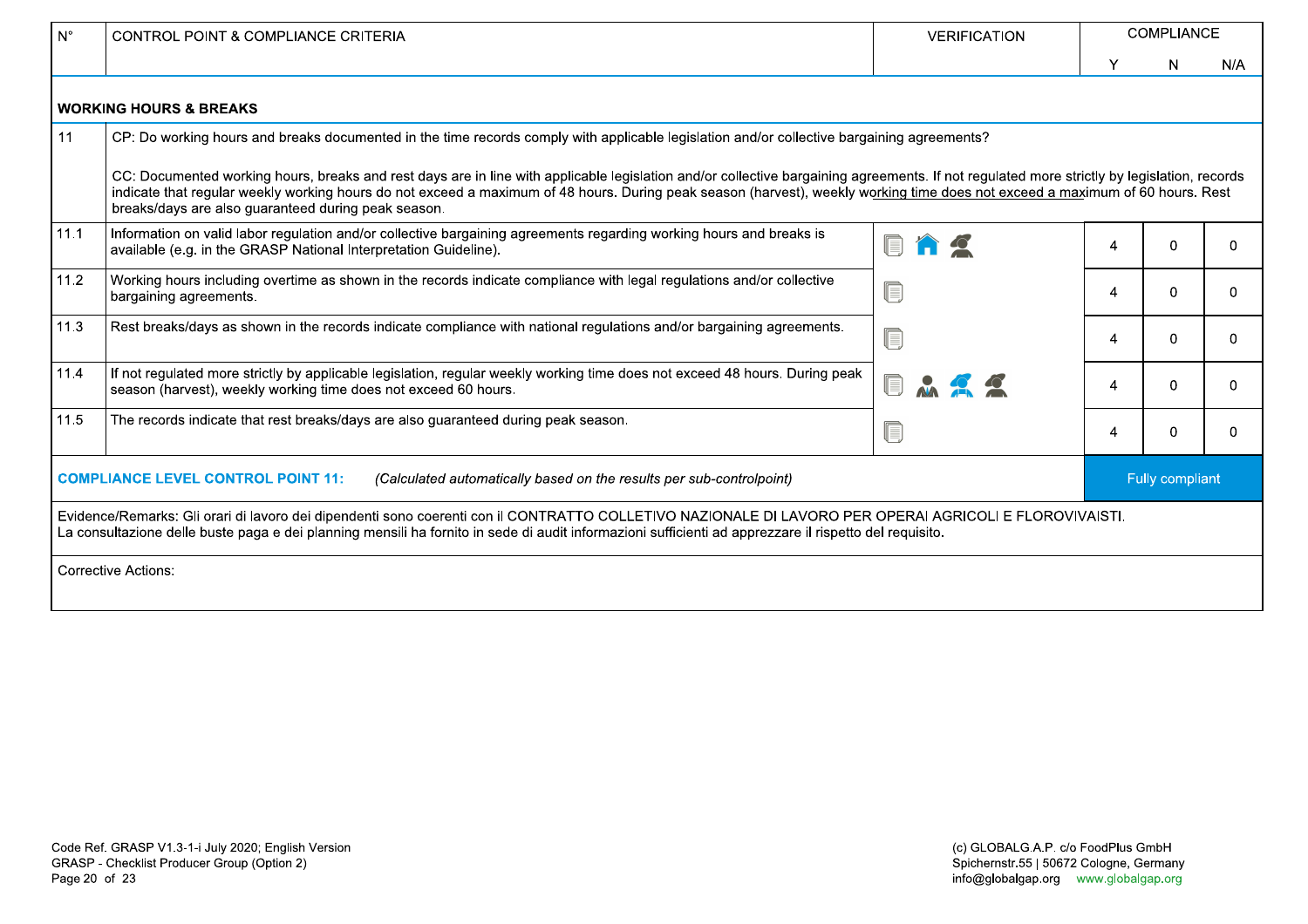| N° | CONTROL POINT & COMPLIANCE CRITERIA | VERIFICATION | COMPLIANCE | | |
|---|---|---|---|---|---|
| | | | Y | N | N/A |
| **WORKING HOURS & BREAKS** | | | | | |
| 11 | CP: Do working hours and breaks documented in the time records comply with applicable legislation and/or collective bargaining agreements?<br><br>CC: Documented working hours, breaks and rest days are in line with applicable legislation and/or collective bargaining agreements. If not regulated more strictly by legislation, records indicate that regular weekly working hours do not exceed a maximum of 48 hours. During peak season (harvest), weekly working time does not exceed a maximum of 60 hours. Rest breaks/days are also guaranteed during peak season. | | | | |
| 11.1 | Information on valid labor regulation and/or collective bargaining agreements regarding working hours and breaks is available (e.g. in the GRASP National Interpretation Guideline). | | 4 | 0 | 0 |
| 11.2 | Working hours including overtime as shown in the records indicate compliance with legal regulations and/or collective bargaining agreements. | | 4 | 0 | 0 |
| 11.3 | Rest breaks/days as shown in the records indicate compliance with national regulations and/or bargaining agreements. | | 4 | 0 | 0 |
| 11.4 | If not regulated more strictly by applicable legislation, regular weekly working time does not exceed 48 hours. During peak season (harvest), weekly working time does not exceed 60 hours. | | 4 | 0 | 0 |
| 11.5 | The records indicate that rest breaks/days are also guaranteed during peak season. | | 4 | 0 | 0 |
| **COMPLIANCE LEVEL CONTROL POINT 11:** | *(Calculated automatically based on the results per sub-controlpoint)* | | Fully compliant | | |

Evidence/Remarks: Gli orari di lavoro dei dipendenti sono coerenti con il CONTRATTO COLLETIVO NAZIONALE DI LAVORO PER OPERAI AGRICOLI E FLOROVIVAISTI.
La consultazione delle buste paga e dei planning mensili ha fornito in sede di audit informazioni sufficienti ad apprezzare il rispetto del requisito.

Corrective Actions: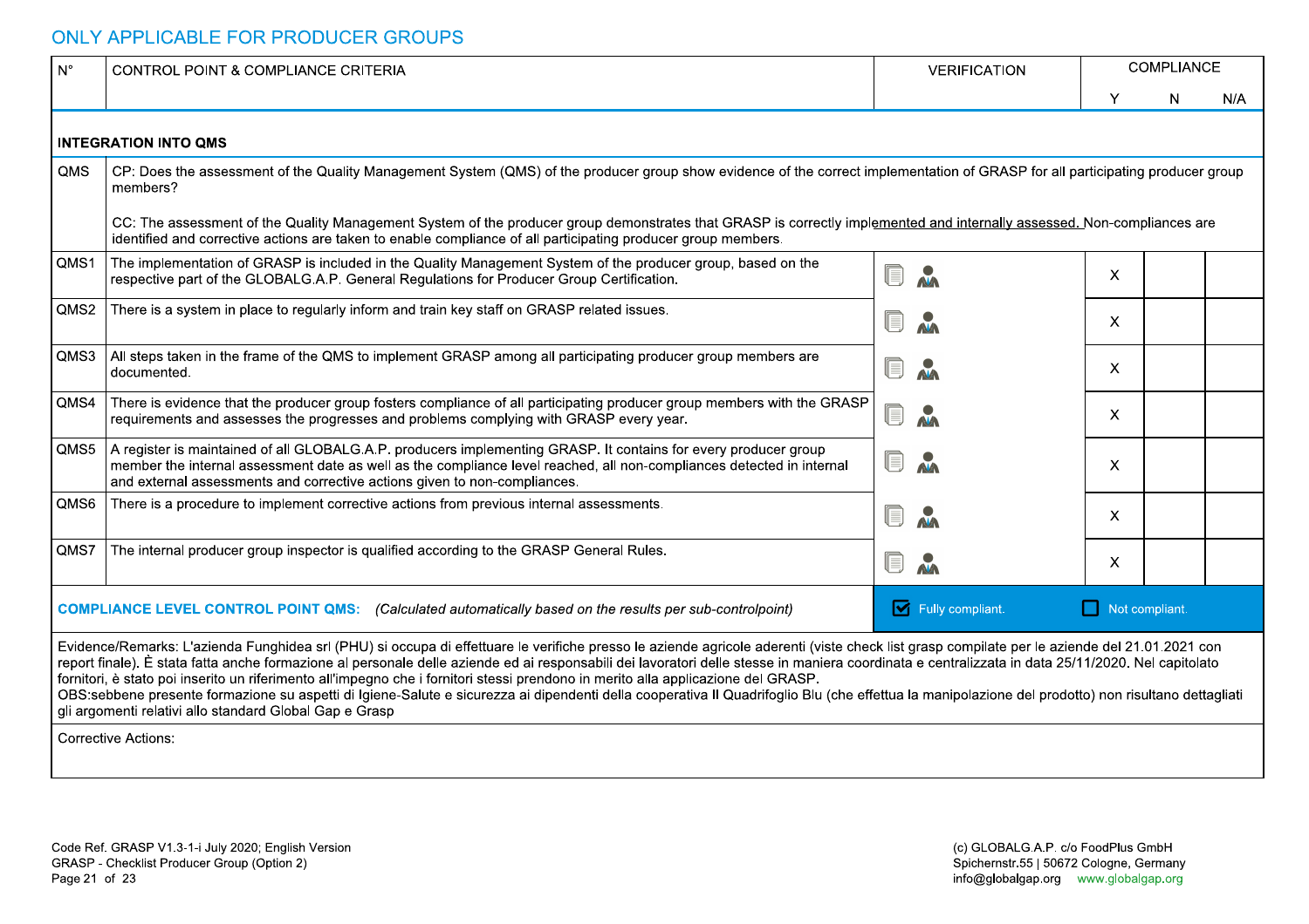## ONLY APPLICABLE FOR PRODUCER GROUPS

| N° | CONTROL POINT & COMPLIANCE CRITERIA | VERIFICATION | COMPLIANCE Y | COMPLIANCE N | COMPLIANCE N/A |
|---|---|---|---|---|---|
| **INTEGRATION INTO QMS** | | | | | |
| QMS | CP: Does the assessment of the Quality Management System (QMS) of the producer group show evidence of the correct implementation of GRASP for all participating producer group members?<br><br>CC: The assessment of the Quality Management System of the producer group demonstrates that GRASP is correctly implemented and internally assessed. Non-compliances are identified and corrective actions are taken to enable compliance of all participating producer group members. | | | | |
| QMS1 | The implementation of GRASP is included in the Quality Management System of the producer group, based on the respective part of the GLOBALG.A.P. General Regulations for Producer Group Certification. | | X | | |
| QMS2 | There is a system in place to regularly inform and train key staff on GRASP related issues. | | X | | |
| QMS3 | All steps taken in the frame of the QMS to implement GRASP among all participating producer group members are documented. | | X | | |
| QMS4 | There is evidence that the producer group fosters compliance of all participating producer group members with the GRASP requirements and assesses the progresses and problems complying with GRASP every year. | | X | | |
| QMS5 | A register is maintained of all GLOBALG.A.P. producers implementing GRASP. It contains for every producer group member the internal assessment date as well as the compliance level reached, all non-compliances detected in internal and external assessments and corrective actions given to non-compliances. | | X | | |
| QMS6 | There is a procedure to implement corrective actions from previous internal assessments. | | X | | |
| QMS7 | The internal producer group inspector is qualified according to the GRASP General Rules. | | X | | |
| **COMPLIANCE LEVEL CONTROL POINT QMS:** *(Calculated automatically based on the results per sub-controlpoint)* | | ☑ Fully compliant. | ☐ Not compliant. | | |

Evidence/Remarks: L'azienda Funghidea srl (PHU) si occupa di effettuare le verifiche presso le aziende agricole aderenti (viste check list grasp compilate per le aziende del 21.01.2021 con report finale). È stata fatta anche formazione al personale delle aziende ed ai responsabili dei lavoratori delle stesse in maniera coordinata e centralizzata in data 25/11/2020. Nel capitolato fornitori, è stato poi inserito un riferimento all'impegno che i fornitori stessi prendono in merito alla applicazione del GRASP.
OBS:sebbene presente formazione su aspetti di Igiene-Salute e sicurezza ai dipendenti della cooperativa Il Quadrifoglio Blu (che effettua la manipolazione del prodotto) non risultano dettagliati gli argomenti relativi allo standard Global Gap e Grasp

Corrective Actions: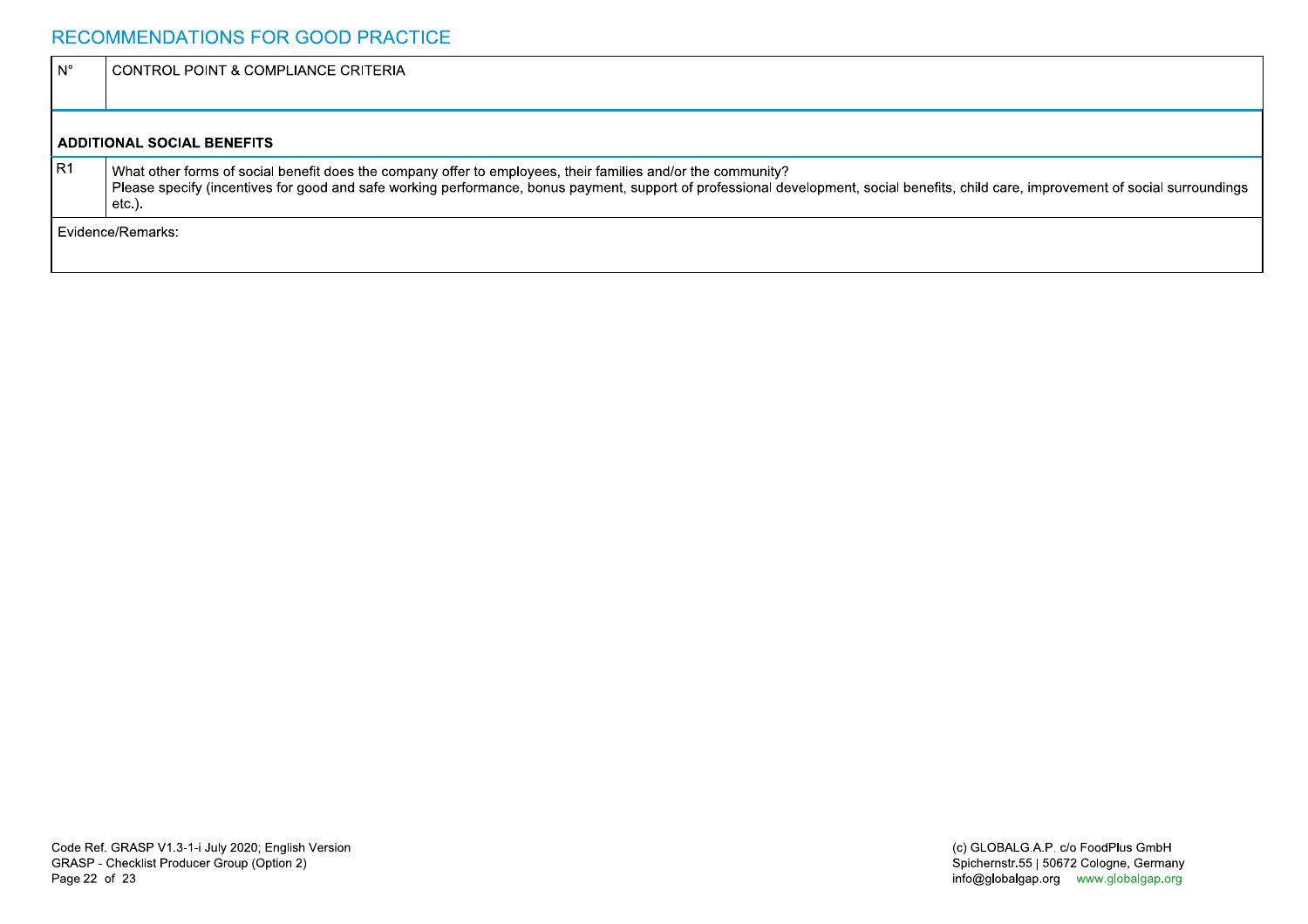## RECOMMENDATIONS FOR GOOD PRACTICE

| N° | CONTROL POINT & COMPLIANCE CRITERIA |
|---|---|
| **ADDITIONAL SOCIAL BENEFITS** | |
| R1 | What other forms of social benefit does the company offer to employees, their families and/or the community?<br>Please specify (incentives for good and safe working performance, bonus payment, support of professional development, social benefits, child care, improvement of social surroundings etc.). |
| Evidence/Remarks: | |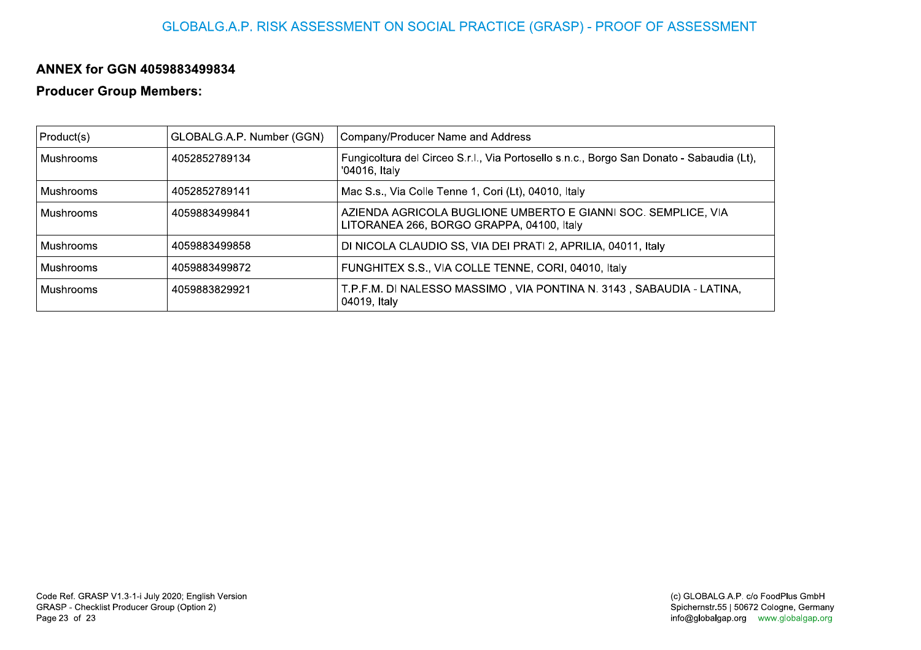## ANNEX for GGN 4059883499834

### Producer Group Members:

| Product(s) | GLOBALG.A.P. Number (GGN) | Company/Producer Name and Address |
|---|---|---|
| Mushrooms | 4052852789134 | Fungicoltura del Circeo S.r.l., Via Portosello s.n.c., Borgo San Donato - Sabaudia (Lt), '04016, Italy |
| Mushrooms | 4052852789141 | Mac S.s., Via Colle Tenne 1, Cori (Lt), 04010, Italy |
| Mushrooms | 4059883499841 | AZIENDA AGRICOLA BUGLIONE UMBERTO E GIANNI SOC. SEMPLICE, VIA LITORANEA 266, BORGO GRAPPA, 04100, Italy |
| Mushrooms | 4059883499858 | DI NICOLA CLAUDIO SS, VIA DEI PRATI 2, APRILIA, 04011, Italy |
| Mushrooms | 4059883499872 | FUNGHITEX S.S., VIA COLLE TENNE, CORI, 04010, Italy |
| Mushrooms | 4059883829921 | T.P.F.M. DI NALESSO MASSIMO , VIA PONTINA N. 3143 , SABAUDIA - LATINA, 04019, Italy |